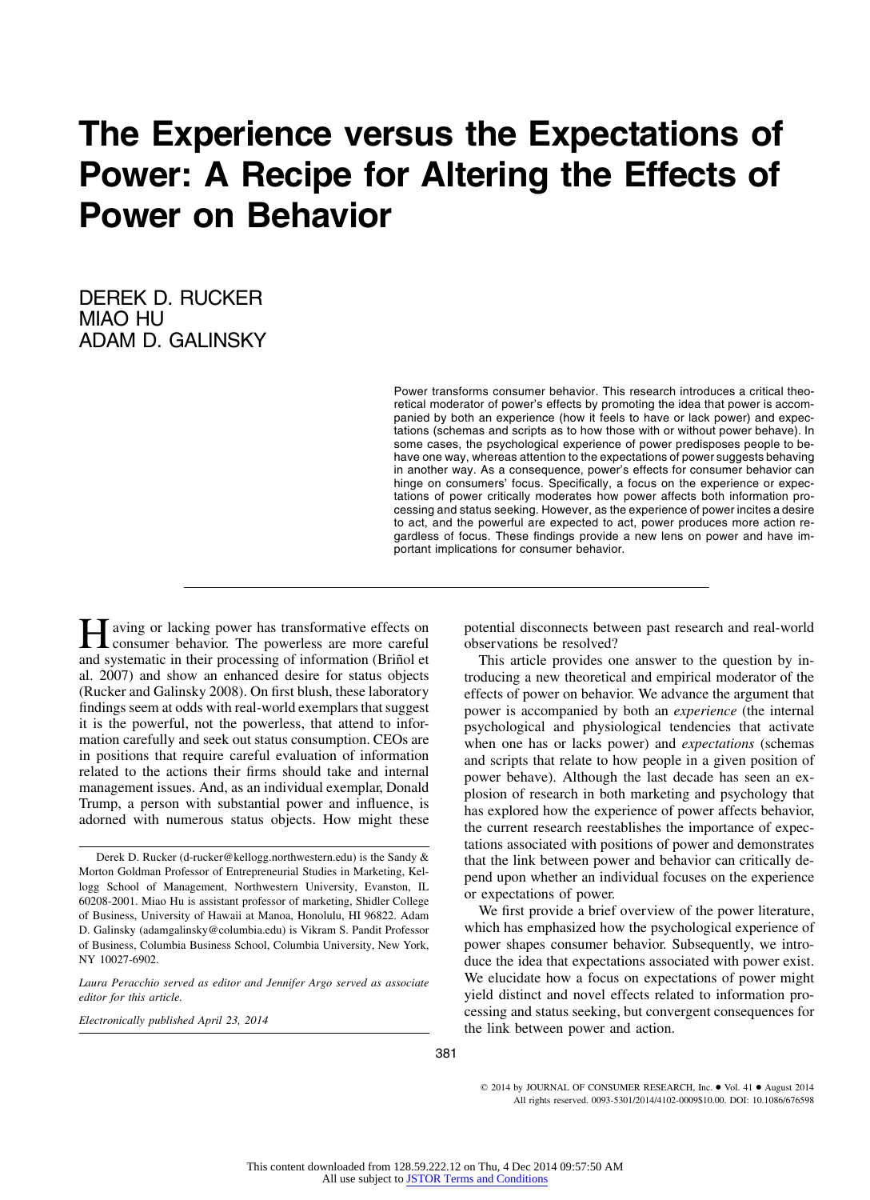# The Experience versus the Expectations of Power: A Recipe for Altering the Effects of Power on Behavior

DEREK D. RUCKER
MIAO HU
ADAM D. GALINSKY

Power transforms consumer behavior. This research introduces a critical theoretical moderator of power's effects by promoting the idea that power is accompanied by both an experience (how it feels to have or lack power) and expectations (schemas and scripts as to how those with or without power behave). In some cases, the psychological experience of power predisposes people to behave one way, whereas attention to the expectations of power suggests behaving in another way. As a consequence, power's effects for consumer behavior can hinge on consumers' focus. Specifically, a focus on the experience or expectations of power critically moderates how power affects both information processing and status seeking. However, as the experience of power incites a desire to act, and the powerful are expected to act, power produces more action regardless of focus. These findings provide a new lens on power and have important implications for consumer behavior.

Having or lacking power has transformative effects on consumer behavior. The powerless are more careful and systematic in their processing of information (Briñol et al. 2007) and show an enhanced desire for status objects (Rucker and Galinsky 2008). On first blush, these laboratory findings seem at odds with real-world exemplars that suggest it is the powerful, not the powerless, that attend to information carefully and seek out status consumption. CEOs are in positions that require careful evaluation of information related to the actions that their firms should take and internal management issues. And, as an individual exemplar, Donald Trump, a person with substantial power and influence, is adorned with numerous status objects. How might these potential disconnects between past research and real-world observations be resolved?

This article provides one answer to the question by introducing a new theoretical and empirical moderator of the effects of power on behavior. We advance the argument that power is accompanied by both an *experience* (the internal psychological and physiological tendencies that activate when one has or lacks power) and *expectations* (schemas and scripts that relate to how people in a given position of power behave). Although the last decade has seen an explosion of research in both marketing and psychology that has explored how the experience of power affects behavior, the current research reestablishes the importance of expectations associated with positions of power and demonstrates that the link between power and behavior can critically depend upon whether an individual focuses on the experience or expectations of power.

We first provide a brief overview of the power literature, which has emphasized how the psychological experience of power shapes consumer behavior. Subsequently, we introduce the idea that expectations associated with power exist. We elucidate how a focus on expectations of power might yield distinct and novel effects related to information processing and status seeking, but convergent consequences for the link between power and action.

Derek D. Rucker (d-rucker@kellogg.northwestern.edu) is the Sandy & Morton Goldman Professor of Entrepreneurial Studies in Marketing, Kellogg School of Management, Northwestern University, Evanston, IL 60208-2001. Miao Hu is assistant professor of marketing, Shidler College of Business, University of Hawaii at Manoa, Honolulu, HI 96822. Adam D. Galinsky (adamgalinsky@columbia.edu) is Vikram S. Pandit Professor of Business, Columbia Business School, Columbia University, New York, NY 10027-6902.

*Laura Peracchio served as editor and Jennifer Argo served as associate editor for this article.*

*Electronically published April 23, 2014*

© 2014 by JOURNAL OF CONSUMER RESEARCH, Inc. • Vol. 41 • August 2014
All rights reserved. 0093-5301/2014/4102-0009$10.00. DOI: 10.1086/676598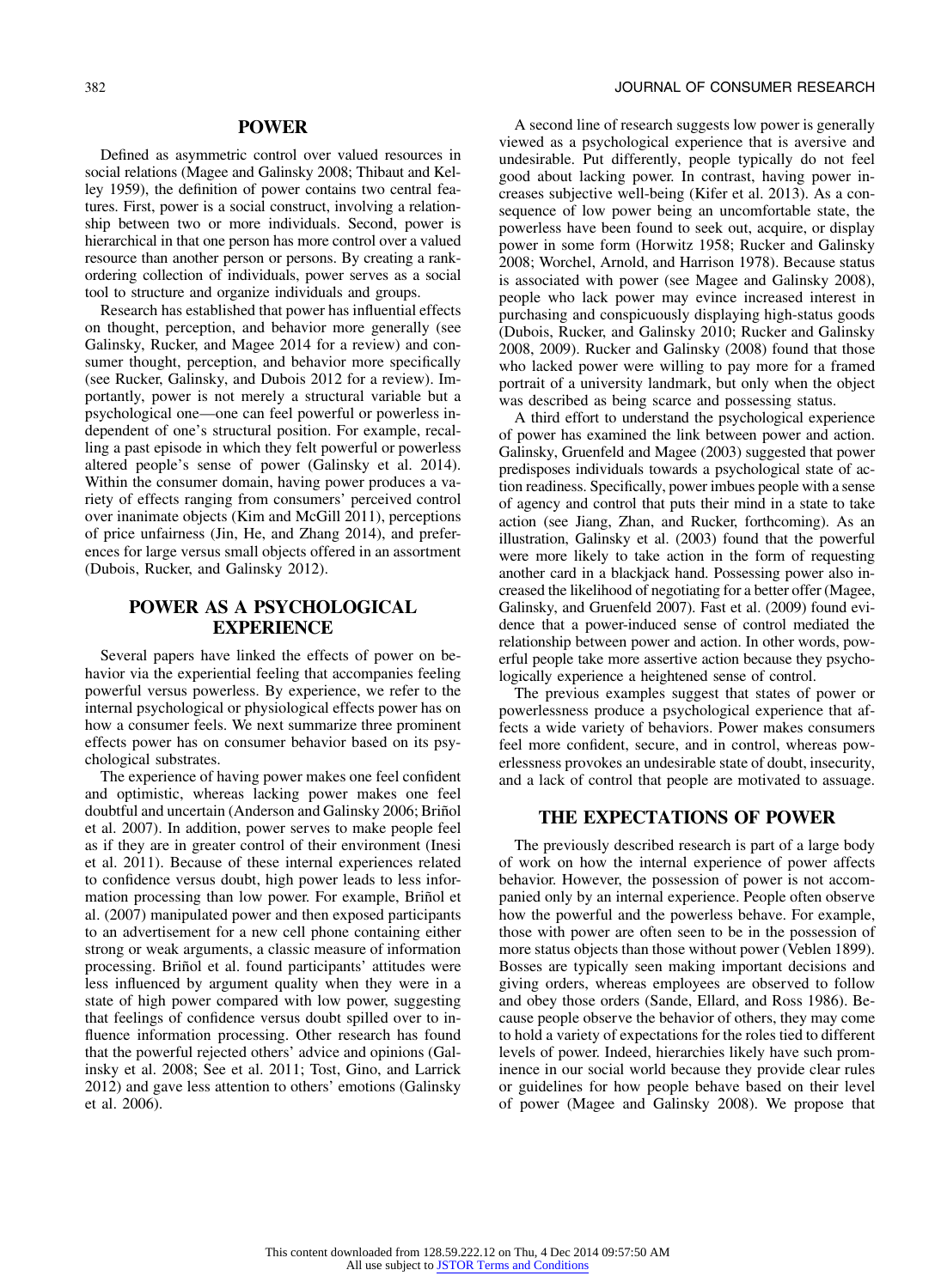## POWER

Defined as asymmetric control over valued resources in social relations (Magee and Galinsky 2008; Thibaut and Kelley 1959), the definition of power contains two central features. First, power is a social construct, involving a relationship between two or more individuals. Second, power is hierarchical in that one person has more control over a valued resource than another person or persons. By creating a rank-ordering collection of individuals, power serves as a social tool to structure and organize individuals and groups.

Research has established that power has influential effects on thought, perception, and behavior more generally (see Galinsky, Rucker, and Magee 2014 for a review) and consumer thought, perception, and behavior more specifically (see Rucker, Galinsky, and Dubois 2012 for a review). Importantly, power is not merely a structural variable but a psychological one—one can feel powerful or powerless independent of one's structural position. For example, recalling a past episode in which they felt powerful or powerless altered people's sense of power (Galinsky et al. 2014). Within the consumer domain, having power produces a variety of effects ranging from consumers' perceived control over inanimate objects (Kim and McGill 2011), perceptions of price unfairness (Jin, He, and Zhang 2014), and preferences for large versus small objects offered in an assortment (Dubois, Rucker, and Galinsky 2012).

## POWER AS A PSYCHOLOGICAL EXPERIENCE

Several papers have linked the effects of power on behavior via the experiential feeling that accompanies feeling powerful versus powerless. By experience, we refer to the internal psychological or physiological effects power has on how a consumer feels. We next summarize three prominent effects power has on consumer behavior based on its psychological substrates.

The experience of having power makes one feel confident and optimistic, whereas lacking power makes one feel doubtful and uncertain (Anderson and Galinsky 2006; Briñol et al. 2007). In addition, power serves to make people feel as if they are in greater control of their environment (Inesi et al. 2011). Because of these internal experiences related to confidence versus doubt, high power leads to less information processing than low power. For example, Briñol et al. (2007) manipulated power and then exposed participants to an advertisement for a new cell phone containing either strong or weak arguments, a classic measure of information processing. Briñol et al. found participants' attitudes were less influenced by argument quality when they were in a state of high power compared with low power, suggesting that feelings of confidence versus doubt spilled over to influence information processing. Other research has found that the powerful rejected others' advice and opinions (Galinsky et al. 2008; See et al. 2011; Tost, Gino, and Larrick 2012) and gave less attention to others' emotions (Galinsky et al. 2006).

A second line of research suggests low power is generally viewed as a psychological experience that is aversive and undesirable. Put differently, people typically do not feel good about lacking power. In contrast, having power increases subjective well-being (Kifer et al. 2013). As a consequence of low power being an uncomfortable state, the powerless have been found to seek out, acquire, or display power in some form (Horwitz 1958; Rucker and Galinsky 2008; Worchel, Arnold, and Harrison 1978). Because status is associated with power (see Magee and Galinsky 2008), people who lack power may evince increased interest in purchasing and conspicuously displaying high-status goods (Dubois, Rucker, and Galinsky 2010; Rucker and Galinsky 2008, 2009). Rucker and Galinsky (2008) found that those who lacked power were willing to pay more for a framed portrait of a university landmark, but only when the object was described as being scarce and possessing status.

A third effort to understand the psychological experience of power has examined the link between power and action. Galinsky, Gruenfeld and Magee (2003) suggested that power predisposes individuals towards a psychological state of action readiness. Specifically, power imbues people with a sense of agency and control that puts their mind in a state to take action (see Jiang, Zhan, and Rucker, forthcoming). As an illustration, Galinsky et al. (2003) found that the powerful were more likely to take action in the form of requesting another card in a blackjack hand. Possessing power also increased the likelihood of negotiating for a better offer (Magee, Galinsky, and Gruenfeld 2007). Fast et al. (2009) found evidence that a power-induced sense of control mediated the relationship between power and action. In other words, powerful people take more assertive action because they psychologically experience a heightened sense of control.

The previous examples suggest that states of power or powerlessness produce a psychological experience that affects a wide variety of behaviors. Power makes consumers feel more confident, secure, and in control, whereas powerlessness provokes an undesirable state of doubt, insecurity, and a lack of control that people are motivated to assuage.

## THE EXPECTATIONS OF POWER

The previously described research is part of a large body of work on how the internal experience of power affects behavior. However, the possession of power is not accompanied only by an internal experience. People often observe how the powerful and the powerless behave. For example, those with power are often seen to be in the possession of more status objects than those without power (Veblen 1899). Bosses are typically seen making important decisions and giving orders, whereas employees are observed to follow and obey those orders (Sande, Ellard, and Ross 1986). Because people observe the behavior of others, they may come to hold a variety of expectations for the roles tied to different levels of power. Indeed, hierarchies likely have such prominence in our social world because they provide clear rules or guidelines for how people behave based on their level of power (Magee and Galinsky 2008). We propose that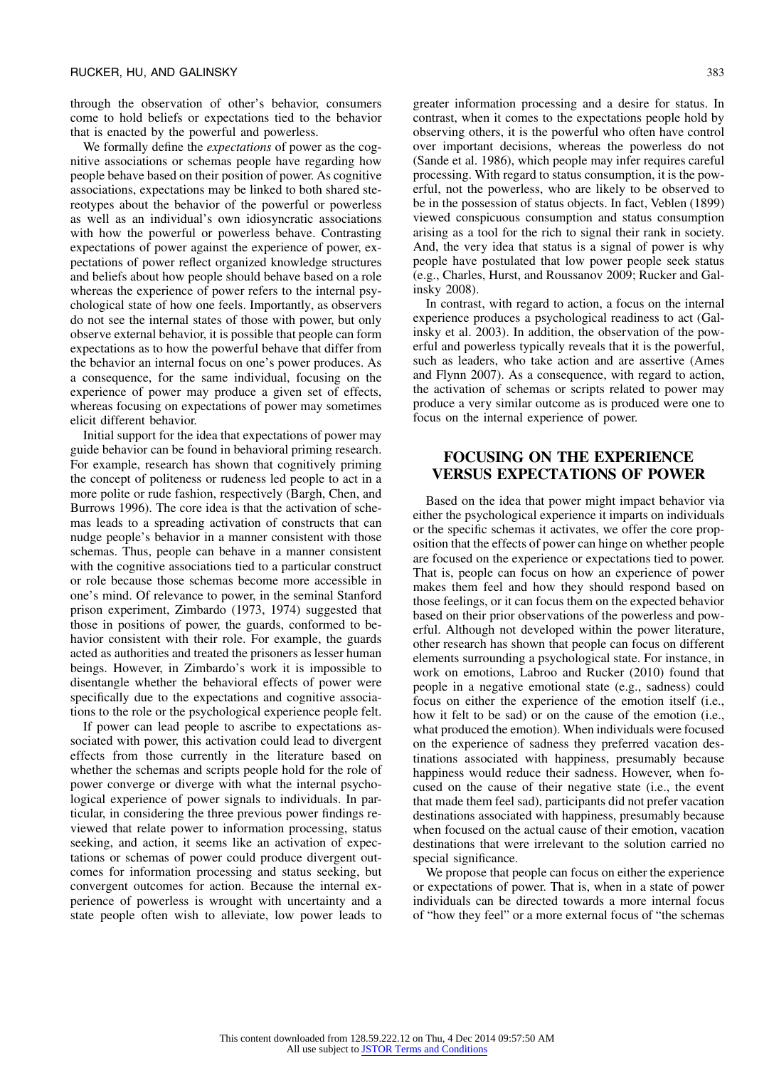through the observation of other's behavior, consumers come to hold beliefs or expectations tied to the behavior that is enacted by the powerful and powerless.

We formally define the *expectations* of power as the cognitive associations or schemas people have regarding how people behave based on their position of power. As cognitive associations, expectations may be linked to both shared stereotypes about the behavior of the powerful or powerless as well as an individual's own idiosyncratic associations with how the powerful or powerless behave. Contrasting expectations of power against the experience of power, expectations of power reflect organized knowledge structures and beliefs about how people should behave based on a role whereas the experience of power refers to the internal psychological state of how one feels. Importantly, as observers do not see the internal states of those with power, but only observe external behavior, it is possible that people can form expectations as to how the powerful behave that differ from the behavior an internal focus on one's power produces. As a consequence, for the same individual, focusing on the experience of power may produce a given set of effects, whereas focusing on expectations of power may sometimes elicit different behavior.

Initial support for the idea that expectations of power may guide behavior can be found in behavioral priming research. For example, research has shown that cognitively priming the concept of politeness or rudeness led people to act in a more polite or rude fashion, respectively (Bargh, Chen, and Burrows 1996). The core idea is that the activation of schemas leads to a spreading activation of constructs that can nudge people's behavior in a manner consistent with those schemas. Thus, people can behave in a manner consistent with the cognitive associations tied to a particular construct or role because those schemas become more accessible in one's mind. Of relevance to power, in the seminal Stanford prison experiment, Zimbardo (1973, 1974) suggested that those in positions of power, the guards, conformed to behavior consistent with their role. For example, the guards acted as authorities and treated the prisoners as lesser human beings. However, in Zimbardo's work it is impossible to disentangle whether the behavioral effects of power were specifically due to the expectations and cognitive associations to the role or the psychological experience people felt.

If power can lead people to ascribe to expectations associated with power, this activation could lead to divergent effects from those currently in the literature based on whether the schemas and scripts people hold for the role of power converge or diverge with what the internal psychological experience of power signals to individuals. In particular, in considering the three previous power findings reviewed that relate power to information processing, status seeking, and action, it seems like an activation of expectations or schemas of power could produce divergent outcomes for information processing and status seeking, but convergent outcomes for action. Because the internal experience of powerless is wrought with uncertainty and a state people often wish to alleviate, low power leads to greater information processing and a desire for status. In contrast, when it comes to the expectations people hold by observing others, it is the powerful who often have control over important decisions, whereas the powerless do not (Sande et al. 1986), which people may infer requires careful processing. With regard to status consumption, it is the powerful, not the powerless, who are likely to be observed to be in the possession of status objects. In fact, Veblen (1899) viewed conspicuous consumption and status consumption arising as a tool for the rich to signal their rank in society. And, the very idea that status is a signal of power is why people have postulated that low power people seek status (e.g., Charles, Hurst, and Roussanov 2009; Rucker and Galinsky 2008).

In contrast, with regard to action, a focus on the internal experience produces a psychological readiness to act (Galinsky et al. 2003). In addition, the observation of the powerful and powerless typically reveals that it is the powerful, such as leaders, who take action and are assertive (Ames and Flynn 2007). As a consequence, with regard to action, the activation of schemas or scripts related to power may produce a very similar outcome as is produced were one to focus on the internal experience of power.

## FOCUSING ON THE EXPERIENCE VERSUS EXPECTATIONS OF POWER

Based on the idea that power might impact behavior via either the psychological experience it imparts on individuals or the specific schemas it activates, we offer the core proposition that the effects of power can hinge on whether people are focused on the experience or expectations tied to power. That is, people can focus on how an experience of power makes them feel and how they should respond based on those feelings, or it can focus them on the expected behavior based on their prior observations of the powerless and powerful. Although not developed within the power literature, other research has shown that people can focus on different elements surrounding a psychological state. For instance, in work on emotions, Labroo and Rucker (2010) found that people in a negative emotional state (e.g., sadness) could focus on either the experience of the emotion itself (i.e., how it felt to be sad) or on the cause of the emotion (i.e., what produced the emotion). When individuals were focused on the experience of sadness they preferred vacation destinations associated with happiness, presumably because happiness would reduce their sadness. However, when focused on the cause of their negative state (i.e., the event that made them feel sad), participants did not prefer vacation destinations associated with happiness, presumably because when focused on the actual cause of their emotion, vacation destinations that were irrelevant to the solution carried no special significance.

We propose that people can focus on either the experience or expectations of power. That is, when in a state of power individuals can be directed towards a more internal focus of "how they feel" or a more external focus of "the schemas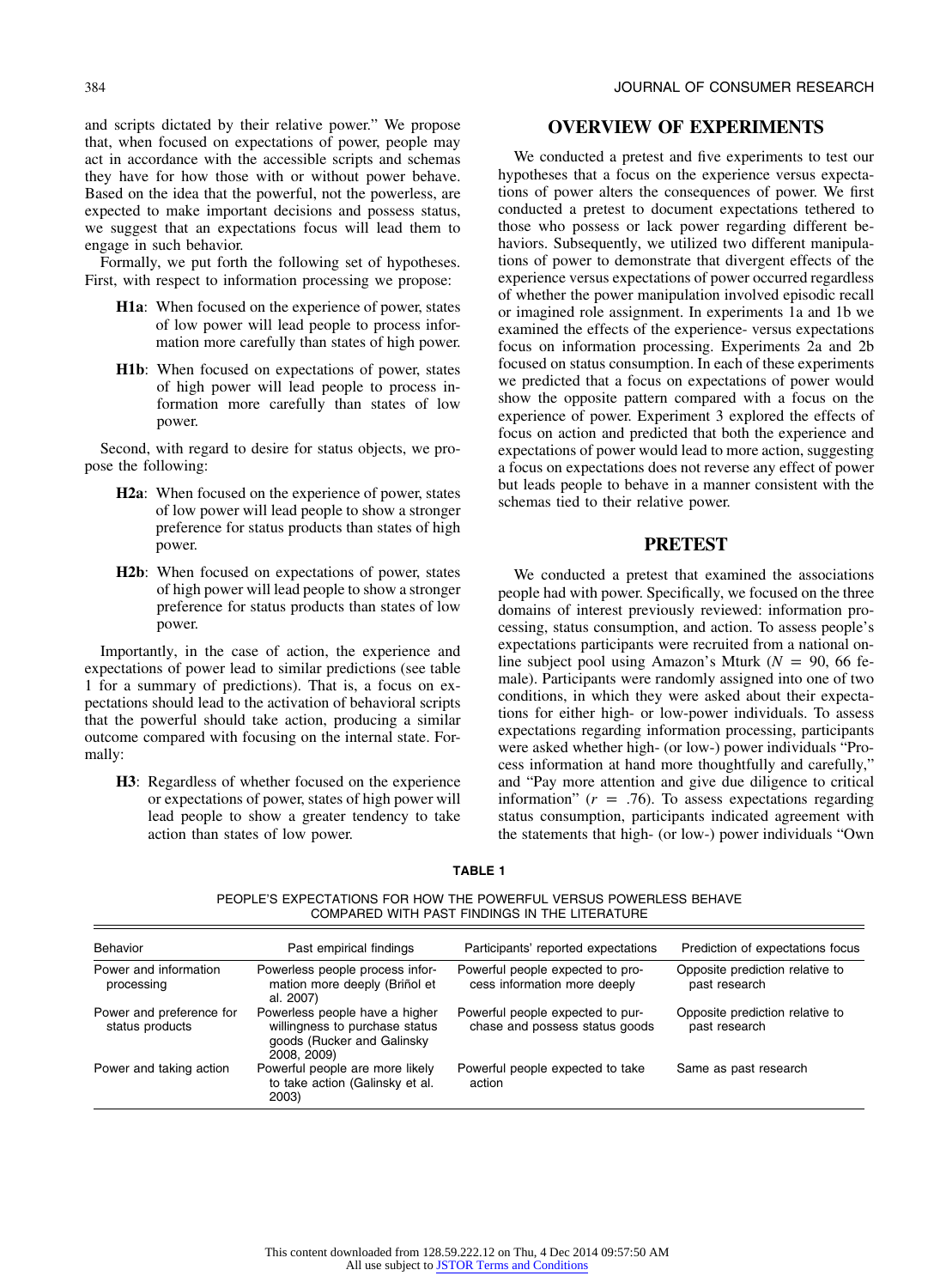and scripts dictated by their relative power." We propose that, when focused on expectations of power, people may act in accordance with the accessible scripts and schemas they have for how those with or without power behave. Based on the idea that the powerful, not the powerless, are expected to make important decisions and possess status, we suggest that an expectations focus will lead them to engage in such behavior.

Formally, we put forth the following set of hypotheses. First, with respect to information processing we propose:

> **H1a**: When focused on the experience of power, states of low power will lead people to process information more carefully than states of high power.

> **H1b**: When focused on expectations of power, states of high power will lead people to process information more carefully than states of low power.

Second, with regard to desire for status objects, we propose the following:

> **H2a**: When focused on the experience of power, states of low power will lead people to show a stronger preference for status products than states of high power.

> **H2b**: When focused on expectations of power, states of high power will lead people to show a stronger preference for status products than states of low power.

Importantly, in the case of action, the experience and expectations of power lead to similar predictions (see table 1 for a summary of predictions). That is, a focus on expectations should lead to the activation of behavioral scripts that the powerful should take action, producing a similar outcome compared with focusing on the internal state. Formally:

> **H3**: Regardless of whether focused on the experience or expectations of power, states of high power will lead people to show a greater tendency to take action than states of low power.

## OVERVIEW OF EXPERIMENTS

We conducted a pretest and five experiments to test our hypotheses that a focus on the experience versus expectations of power alters the consequences of power. We first conducted a pretest to document expectations tethered to those who possess or lack power regarding different behaviors. Subsequently, we utilized two different manipulations of power to demonstrate that divergent effects of the experience versus expectations of power occurred regardless of whether the power manipulation involved episodic recall or imagined role assignment. In experiments 1a and 1b we examined the effects of the experience- versus expectations focus on information processing. Experiments 2a and 2b focused on status consumption. In each of these experiments we predicted that a focus on expectations of power would show the opposite pattern compared with a focus on the experience of power. Experiment 3 explored the effects of focus on action and predicted that both the experience and expectations of power would lead to more action, suggesting a focus on expectations does not reverse any effect of power but leads people to behave in a manner consistent with the schemas tied to their relative power.

## PRETEST

We conducted a pretest that examined the associations people had with power. Specifically, we focused on the three domains of interest previously reviewed: information processing, status consumption, and action. To assess people's expectations participants were recruited from a national online subject pool using Amazon's Mturk ($N = 90$, 66 female). Participants were randomly assigned into one of two conditions, in which they were asked about their expectations for either high- or low-power individuals. To assess expectations regarding information processing, participants were asked whether high- (or low-) power individuals "Process information at hand more thoughtfully and carefully," and "Pay more attention and give due diligence to critical information" ($r = .76$). To assess expectations regarding status consumption, participants indicated agreement with the statements that high- (or low-) power individuals "Own

**TABLE 1**

PEOPLE'S EXPECTATIONS FOR HOW THE POWERFUL VERSUS POWERLESS BEHAVE COMPARED WITH PAST FINDINGS IN THE LITERATURE

| Behavior | Past empirical findings | Participants' reported expectations | Prediction of expectations focus |
|---|---|---|---|
| Power and information processing | Powerless people process information more deeply (Briñol et al. 2007) | Powerful people expected to process information more deeply | Opposite prediction relative to past research |
| Power and preference for status products | Powerless people have a higher willingness to purchase status goods (Rucker and Galinsky 2008, 2009) | Powerful people expected to purchase and possess status goods | Opposite prediction relative to past research |
| Power and taking action | Powerful people are more likely to take action (Galinsky et al. 2003) | Powerful people expected to take action | Same as past research |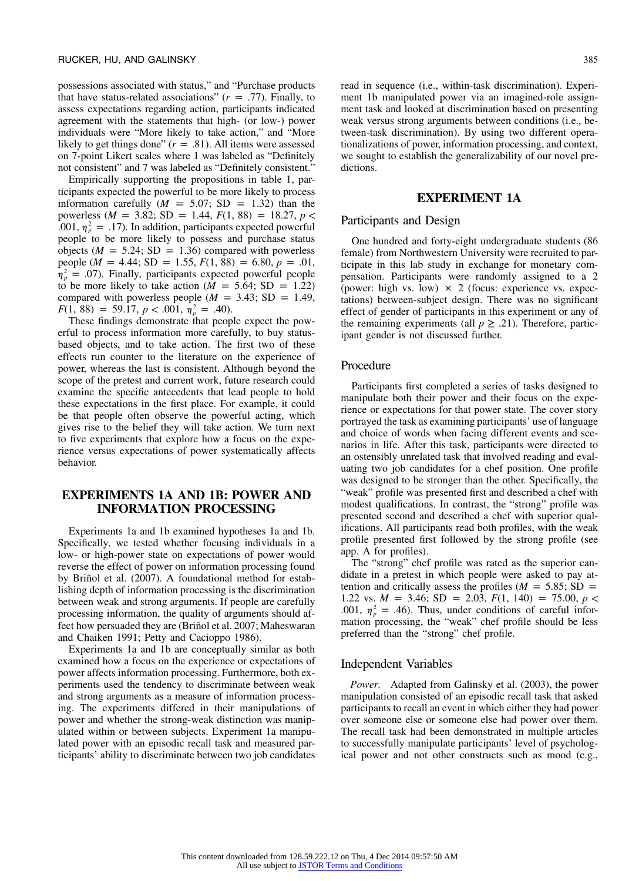possessions associated with status," and "Purchase products that have status-related associations" ($r$ = .77). Finally, to assess expectations regarding action, participants indicated agreement with the statements that high- (or low-) power individuals were "More likely to take action," and "More likely to get things done" ($r$ = .81). All items were assessed on 7-point Likert scales where 1 was labeled as "Definitely not consistent" and 7 was labeled as "Definitely consistent."

Empirically supporting the propositions in table 1, participants expected the powerful to be more likely to process information carefully ($M$ = 5.07; SD = 1.32) than the powerless ($M$ = 3.82; SD = 1.44, $F(1, 88)$ = 18.27, $p <$ .001, $\eta_p^2$ = .17). In addition, participants expected powerful people to be more likely to possess and purchase status objects ($M$ = 5.24; SD = 1.36) compared with powerless people ($M$ = 4.44; SD = 1.55, $F(1, 88)$ = 6.80, $p$ = .01, $\eta_p^2$ = .07). Finally, participants expected powerful people to be more likely to take action ($M$ = 5.64; SD = 1.22) compared with powerless people ($M$ = 3.43; SD = 1.49, $F(1, 88)$ = 59.17, $p <$ .001, $\eta_p^2$ = .40).

These findings demonstrate that people expect the powerful to process information more carefully, to buy status-based objects, and to take action. The first two of these effects run counter to the literature on the experience of power, whereas the last is consistent. Although beyond the scope of the pretest and current work, future research could examine the specific antecedents that lead people to hold these expectations in the first place. For example, it could be that people often observe the powerful acting, which gives rise to the belief they will take action. We turn next to five experiments that explore how a focus on the experience versus expectations of power systematically affects behavior.

## EXPERIMENTS 1A AND 1B: POWER AND INFORMATION PROCESSING

Experiments 1a and 1b examined hypotheses 1a and 1b. Specifically, we tested whether focusing individuals in a low- or high-power state on expectations of power would reverse the effect of power on information processing found by Briñol et al. (2007). A foundational method for establishing depth of information processing is the discrimination between weak and strong arguments. If people are carefully processing information, the quality of arguments should affect how persuaded they are (Briñol et al. 2007; Maheswaran and Chaiken 1991; Petty and Cacioppo 1986).

Experiments 1a and 1b are conceptually similar as both examined how a focus on the experience or expectations of power affects information processing. Furthermore, both experiments used the tendency to discriminate between weak and strong arguments as a measure of information processing. The experiments differed in their manipulations of power and whether the strong-weak distinction was manipulated within or between subjects. Experiment 1a manipulated power with an episodic recall task and measured participants' ability to discriminate between two job candidates read in sequence (i.e., within-task discrimination). Experiment 1b manipulated power via an imagined-role assignment task and looked at discrimination based on presenting weak versus strong arguments between conditions (i.e., between-task discrimination). By using two different operationalizations of power, information processing, and context, we sought to establish the generalizability of our novel predictions.

## EXPERIMENT 1A

### Participants and Design

One hundred and forty-eight undergraduate students (86 female) from Northwestern University were recruited to participate in this lab study in exchange for monetary compensation. Participants were randomly assigned to a 2 (power: high vs. low) × 2 (focus: experience vs. expectations) between-subject design. There was no significant effect of gender of participants in this experiment or any of the remaining experiments (all $p \geq .21$). Therefore, participant gender is not discussed further.

### Procedure

Participants first completed a series of tasks designed to manipulate both their power and their focus on the experience or expectations for that power state. The cover story portrayed the task as examining participants' use of language and choice of words when facing different events and scenarios in life. After this task, participants were directed to an ostensibly unrelated task that involved reading and evaluating two job candidates for a chef position. One profile was designed to be stronger than the other. Specifically, the "weak" profile was presented first and described a chef with modest qualifications. In contrast, the "strong" profile was presented second and described a chef with superior qualifications. All participants read both profiles, with the weak profile presented first followed by the strong profile (see app. A for profiles).

The "strong" chef profile was rated as the superior candidate in a pretest in which people were asked to pay attention and critically assess the profiles ($M$ = 5.85; SD = 1.22 vs. $M$ = 3.46; SD = 2.03, $F(1, 140)$ = 75.00, $p <$ .001, $\eta_p^2$ = .46). Thus, under conditions of careful information processing, the "weak" chef profile should be less preferred than the "strong" chef profile.

### Independent Variables

*Power.* Adapted from Galinsky et al. (2003), the power manipulation consisted of an episodic recall task that asked participants to recall an event in which either they had power over someone else or someone else had power over them. The recall task had been demonstrated in multiple articles to successfully manipulate participants' level of psychological power and not other constructs such as mood (e.g.,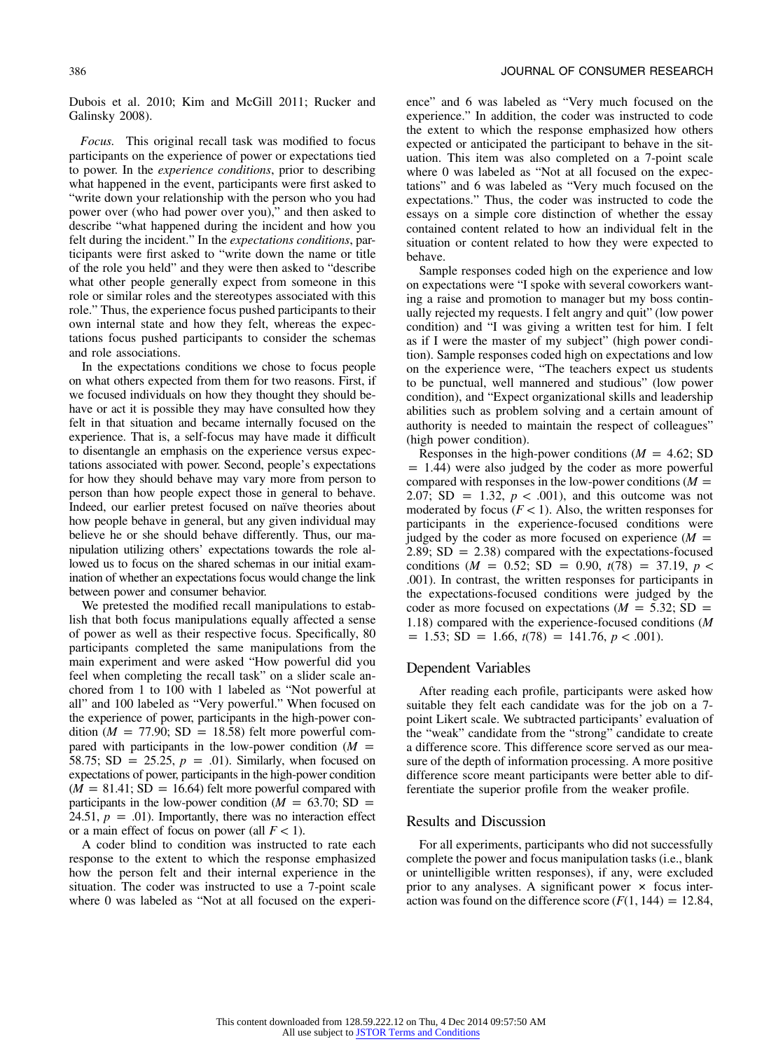Dubois et al. 2010; Kim and McGill 2011; Rucker and Galinsky 2008).

*Focus.* This original recall task was modified to focus participants on the experience of power or expectations tied to power. In the *experience conditions*, prior to describing what happened in the event, participants were first asked to "write down your relationship with the person who you had power over (who had power over you)," and then asked to describe "what happened during the incident and how you felt during the incident." In the *expectations conditions*, participants were first asked to "write down the name or title of the role you held" and they were then asked to "describe what other people generally expect from someone in this role or similar roles and the stereotypes associated with this role." Thus, the experience focus pushed participants to their own internal state and how they felt, whereas the expectations focus pushed participants to consider the schemas and role associations.

In the expectations conditions we chose to focus people on what others expected from them for two reasons. First, if we focused individuals on how they thought they should behave or act it is possible they may have consulted how they felt in that situation and became internally focused on the experience. That is, a self-focus may have made it difficult to disentangle an emphasis on the experience versus expectations associated with power. Second, people's expectations for how they should behave may vary more from person to person than how people expect those in general to behave. Indeed, our earlier pretest focused on naïve theories about how people behave in general, but any given individual may believe he or she should behave differently. Thus, our manipulation utilizing others' expectations towards the role allowed us to focus on the shared schemas in our initial examination of whether an expectations focus would change the link between power and consumer behavior.

We pretested the modified recall manipulations to establish that both focus manipulations equally affected a sense of power as well as their respective focus. Specifically, 80 participants completed the same manipulations from the main experiment and were asked "How powerful did you feel when completing the recall task" on a slider scale anchored from 1 to 100 with 1 labeled as "Not powerful at all" and 100 labeled as "Very powerful." When focused on the experience of power, participants in the high-power condition ($M$ = 77.90; SD = 18.58) felt more powerful compared with participants in the low-power condition ($M$ = 58.75; SD = 25.25, $p$ = .01). Similarly, when focused on expectations of power, participants in the high-power condition ($M$ = 81.41; SD = 16.64) felt more powerful compared with participants in the low-power condition ($M$ = 63.70; SD = 24.51, $p$ = .01). Importantly, there was no interaction effect or a main effect of focus on power (all $F < 1$).

A coder blind to condition was instructed to rate each response to the extent to which the response emphasized how the person felt and their internal experience in the situation. The coder was instructed to use a 7-point scale where 0 was labeled as "Not at all focused on the experience" and 6 was labeled as "Very much focused on the experience." In addition, the coder was instructed to code the extent to which the response emphasized how others expected or anticipated the participant to behave in the situation. This item was also completed on a 7-point scale where 0 was labeled as "Not at all focused on the expectations" and 6 was labeled as "Very much focused on the expectations." Thus, the coder was instructed to code the essays on a simple core distinction of whether the essay contained content related to how an individual felt in the situation or content related to how they were expected to behave.

Sample responses coded high on the experience and low on expectations were "I spoke with several coworkers wanting a raise and promotion to manager but my boss continually rejected my requests. I felt angry and quit" (low power condition) and "I was giving a written test for him. I felt as if I were the master of my subject" (high power condition). Sample responses coded high on expectations and low on the experience were, "The teachers expect us students to be punctual, well mannered and studious" (low power condition), and "Expect organizational skills and leadership abilities such as problem solving and a certain amount of authority is needed to maintain the respect of colleagues" (high power condition).

Responses in the high-power conditions ($M$ = 4.62; SD = 1.44) were also judged by the coder as more powerful compared with responses in the low-power conditions ($M$ = 2.07; SD = 1.32, $p < .001$), and this outcome was not moderated by focus ($F < 1$). Also, the written responses for participants in the experience-focused conditions were judged by the coder as more focused on experience ($M$ = 2.89; SD = 2.38) compared with the expectations-focused conditions ($M$ = 0.52; SD = 0.90, $t(78)$ = 37.19, $p < .001$). In contrast, the written responses for participants in the expectations-focused conditions were judged by the coder as more focused on expectations ($M$ = 5.32; SD = 1.18) compared with the experience-focused conditions ($M$ = 1.53; SD = 1.66, $t(78)$ = 141.76, $p < .001$).

## Dependent Variables

After reading each profile, participants were asked how suitable they felt each candidate was for the job on a 7-point Likert scale. We subtracted participants' evaluation of the "weak" candidate from the "strong" candidate to create a difference score. This difference score served as our measure of the depth of information processing. A more positive difference score meant participants were better able to differentiate the superior profile from the weaker profile.

## Results and Discussion

For all experiments, participants who did not successfully complete the power and focus manipulation tasks (i.e., blank or unintelligible written responses), if any, were excluded prior to any analyses. A significant power × focus interaction was found on the difference score ($F(1, 144)$ = 12.84,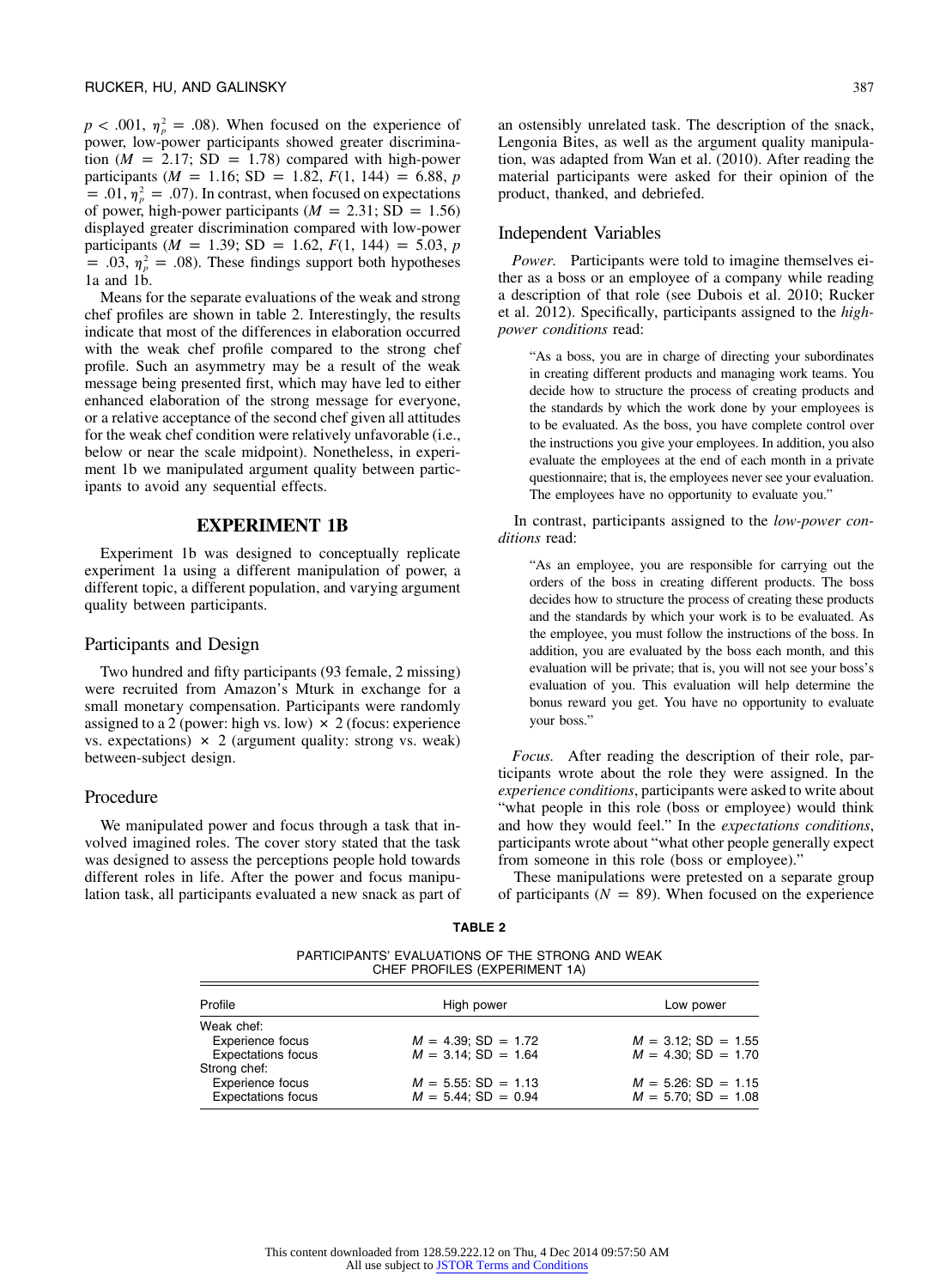$p < .001$, $\eta_p^2 = .08$). When focused on the experience of power, low-power participants showed greater discrimination ($M = 2.17$; SD = 1.78) compared with high-power participants ($M = 1.16$; SD = 1.82, $F(1, 144) = 6.88$, $p = .01$, $\eta_p^2 = .07$). In contrast, when focused on expectations of power, high-power participants ($M = 2.31$; SD = 1.56) displayed greater discrimination compared with low-power participants ($M = 1.39$; SD = 1.62, $F(1, 144) = 5.03$, $p = .03$, $\eta_p^2 = .08$). These findings support both hypotheses 1a and 1b.

Means for the separate evaluations of the weak and strong chef profiles are shown in table 2. Interestingly, the results indicate that most of the differences in elaboration occurred with the weak chef profile compared to the strong chef profile. Such an asymmetry may be a result of the weak message being presented first, which may have led to either enhanced elaboration of the strong message for everyone, or a relative acceptance of the second chef given all attitudes for the weak chef condition were relatively unfavorable (i.e., below or near the scale midpoint). Nonetheless, in experiment 1b we manipulated argument quality between participants to avoid any sequential effects.

## EXPERIMENT 1B

Experiment 1b was designed to conceptually replicate experiment 1a using a different manipulation of power, a different topic, a different population, and varying argument quality between participants.

### Participants and Design

Two hundred and fifty participants (93 female, 2 missing) were recruited from Amazon's Mturk in exchange for a small monetary compensation. Participants were randomly assigned to a 2 (power: high vs. low) × 2 (focus: experience vs. expectations) × 2 (argument quality: strong vs. weak) between-subject design.

### Procedure

We manipulated power and focus through a task that involved imagined roles. The cover story stated that the task was designed to assess the perceptions people hold towards different roles in life. After the power and focus manipulation task, all participants evaluated a new snack as part of an ostensibly unrelated task. The description of the snack, Lengonia Bites, as well as the argument quality manipulation, was adapted from Wan et al. (2010). After reading the material participants were asked for their opinion of the product, thanked, and debriefed.

### Independent Variables

*Power.* Participants were told to imagine themselves either as a boss or an employee of a company while reading a description of that role (see Dubois et al. 2010; Rucker et al. 2012). Specifically, participants assigned to the *high-power conditions* read:

> "As a boss, you are in charge of directing your subordinates in creating different products and managing work teams. You decide how to structure the process of creating products and the standards by which the work done by your employees is to be evaluated. As the boss, you have complete control over the instructions you give your employees. In addition, you also evaluate the employees at the end of each month in a private questionnaire; that is, the employees never see your evaluation. The employees have no opportunity to evaluate you."

In contrast, participants assigned to the *low-power conditions* read:

> "As an employee, you are responsible for carrying out the orders of the boss in creating different products. The boss decides how to structure the process of creating these products and the standards by which your work is to be evaluated. As the employee, you must follow the instructions of the boss. In addition, you are evaluated by the boss each month, and this evaluation will be private; that is, you will not see your boss's evaluation of you. This evaluation will help determine the bonus reward you get. You have no opportunity to evaluate your boss."

*Focus.* After reading the description of their role, participants wrote about the role they were assigned. In the *experience conditions*, participants were asked to write about "what people in this role (boss or employee) would think and how they would feel." In the *expectations conditions*, participants wrote about "what other people generally expect from someone in this role (boss or employee)."

These manipulations were pretested on a separate group of participants ($N = 89$). When focused on the experience

**TABLE 2**

PARTICIPANTS' EVALUATIONS OF THE STRONG AND WEAK CHEF PROFILES (EXPERIMENT 1A)

| Profile | High power | Low power |
|---|---|---|
| Weak chef: | | |
| Experience focus | $M = 4.39$; SD = 1.72 | $M = 3.12$; SD = 1.55 |
| Expectations focus | $M = 3.14$; SD = 1.64 | $M = 4.30$; SD = 1.70 |
| Strong chef: | | |
| Experience focus | $M = 5.55$: SD = 1.13 | $M = 5.26$: SD = 1.15 |
| Expectations focus | $M = 5.44$; SD = 0.94 | $M = 5.70$; SD = 1.08 |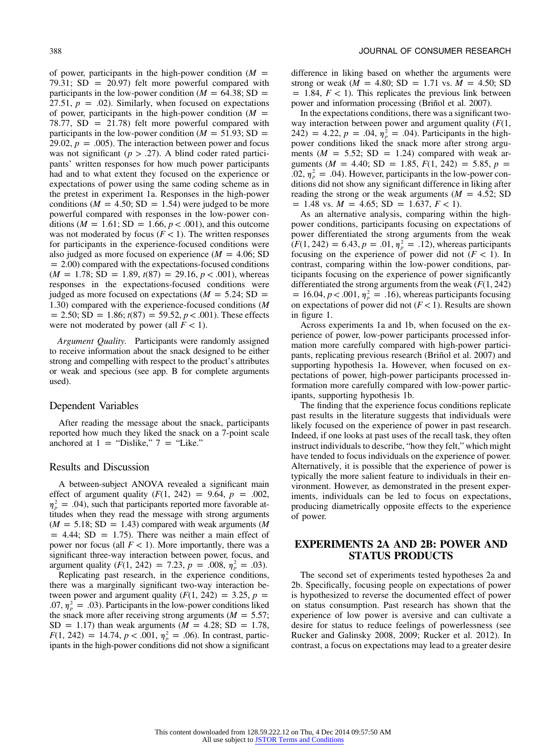of power, participants in the high-power condition ($M$ = 79.31; SD = 20.97) felt more powerful compared with participants in the low-power condition ($M$ = 64.38; SD = 27.51, $p$ = .02). Similarly, when focused on expectations of power, participants in the high-power condition ($M$ = 78.77, SD = 21.78) felt more powerful compared with participants in the low-power condition ($M$ = 51.93; SD = 29.02, $p$ = .005). The interaction between power and focus was not significant ($p > .27$). A blind coder rated participants' written responses for how much power participants had and to what extent they focused on the experience or expectations of power using the same coding scheme as in the pretest in experiment 1a. Responses in the high-power conditions ($M$ = 4.50; SD = 1.54) were judged to be more powerful compared with responses in the low-power conditions ($M$ = 1.61; SD = 1.66, $p < .001$), and this outcome was not moderated by focus ($F < 1$). The written responses for participants in the experience-focused conditions were also judged as more focused on experience ($M$ = 4.06; SD = 2.00) compared with the expectations-focused conditions ($M$ = 1.78; SD = 1.89, $t(87)$ = 29.16, $p < .001$), whereas responses in the expectations-focused conditions were judged as more focused on expectations ($M$ = 5.24; SD = 1.30) compared with the experience-focused conditions ($M$ = 2.50; SD = 1.86; $t(87)$ = 59.52, $p < .001$). These effects were not moderated by power (all $F < 1$).

*Argument Quality.* Participants were randomly assigned to receive information about the snack designed to be either strong and compelling with respect to the product's attributes or weak and specious (see app. B for complete arguments used).

## Dependent Variables

After reading the message about the snack, participants reported how much they liked the snack on a 7-point scale anchored at 1 = "Dislike," 7 = "Like."

## Results and Discussion

A between-subject ANOVA revealed a significant main effect of argument quality ($F(1, 242)$ = 9.64, $p$ = .002, $\eta_p^2$ = .04), such that participants reported more favorable attitudes when they read the message with strong arguments ($M$ = 5.18; SD = 1.43) compared with weak arguments ($M$ = 4.44; SD = 1.75). There was neither a main effect of power nor focus (all $F < 1$). More importantly, there was a significant three-way interaction between power, focus, and argument quality ($F(1, 242)$ = 7.23, $p$ = .008, $\eta_p^2$ = .03).

Replicating past research, in the experience conditions, there was a marginally significant two-way interaction between power and argument quality ($F(1, 242)$ = 3.25, $p$ = .07, $\eta_p^2$ = .03). Participants in the low-power conditions liked the snack more after receiving strong arguments ($M$ = 5.57; SD = 1.17) than weak arguments ($M$ = 4.28; SD = 1.78, $F(1, 242)$ = 14.74, $p < .001$, $\eta_p^2$ = .06). In contrast, participants in the high-power conditions did not show a significant difference in liking based on whether the arguments were strong or weak ($M$ = 4.80; SD = 1.71 vs. $M$ = 4.50; SD = 1.84, $F < 1$). This replicates the previous link between power and information processing (Briñol et al. 2007).

In the expectations conditions, there was a significant two-way interaction between power and argument quality ($F(1, 242)$ = 4.22, $p$ = .04, $\eta_p^2$ = .04). Participants in the high-power conditions liked the snack more after strong arguments ($M$ = 5.52; SD = 1.24) compared with weak arguments ($M$ = 4.40; SD = 1.85, $F(1, 242)$ = 5.85, $p$ = .02, $\eta_p^2$ = .04). However, participants in the low-power conditions did not show any significant difference in liking after reading the strong or the weak arguments ($M$ = 4.52; SD = 1.48 vs. $M$ = 4.65; SD = 1.637, $F < 1$).

As an alternative analysis, comparing within the high-power conditions, participants focusing on expectations of power differentiated the strong arguments from the weak ($F(1, 242)$ = 6.43, $p$ = .01, $\eta_p^2$ = .12), whereas participants focusing on the experience of power did not ($F < 1$). In contrast, comparing within the low-power conditions, participants focusing on the experience of power significantly differentiated the strong arguments from the weak ($F(1, 242)$ = 16.04, $p < .001$, $\eta_p^2$ = .16), whereas participants focusing on expectations of power did not ($F < 1$). Results are shown in figure 1.

Across experiments 1a and 1b, when focused on the experience of power, low-power participants processed information more carefully compared with high-power participants, replicating previous research (Briñol et al. 2007) and supporting hypothesis 1a. However, when focused on expectations of power, high-power participants processed information more carefully compared with low-power participants, supporting hypothesis 1b.

The finding that the experience focus conditions replicate past results in the literature suggests that individuals were likely focused on the experience of power in past research. Indeed, if one looks at past uses of the recall task, they often instruct individuals to describe, "how they felt," which might have tended to focus individuals on the experience of power. Alternatively, it is possible that the experience of power is typically the more salient feature to individuals in their environment. However, as demonstrated in the present experiments, individuals can be led to focus on expectations, producing diametrically opposite effects to the experience of power.

# EXPERIMENTS 2A AND 2B: POWER AND STATUS PRODUCTS

The second set of experiments tested hypotheses 2a and 2b. Specifically, focusing people on expectations of power is hypothesized to reverse the documented effect of power on status consumption. Past research has shown that the experience of low power is aversive and can cultivate a desire for status to reduce feelings of powerlessness (see Rucker and Galinsky 2008, 2009; Rucker et al. 2012). In contrast, a focus on expectations may lead to a greater desire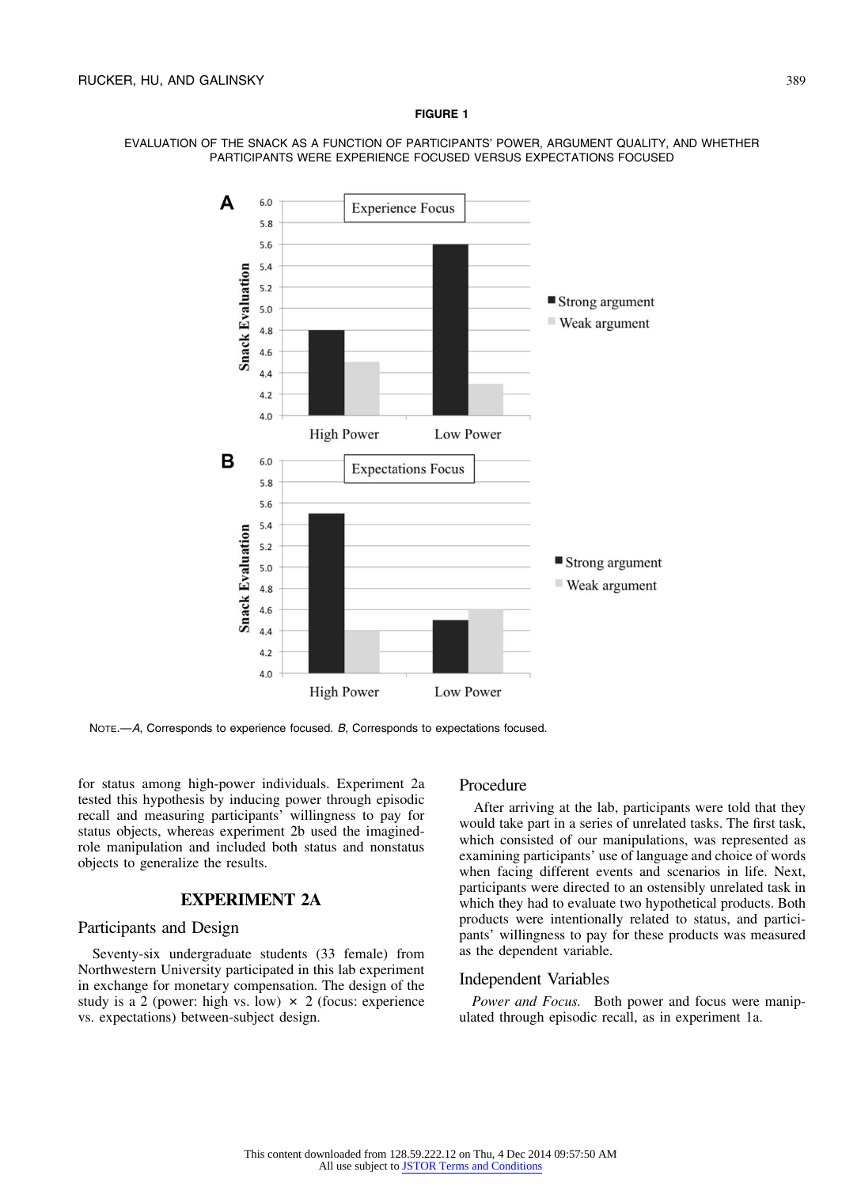**FIGURE 1**

EVALUATION OF THE SNACK AS A FUNCTION OF PARTICIPANTS' POWER, ARGUMENT QUALITY, AND WHETHER PARTICIPANTS WERE EXPERIENCE FOCUSED VERSUS EXPECTATIONS FOCUSED

NOTE.—*A*, Corresponds to experience focused. *B*, Corresponds to expectations focused.

for status among high-power individuals. Experiment 2a tested this hypothesis by inducing power through episodic recall and measuring participants' willingness to pay for status objects, whereas experiment 2b used the imagined-role manipulation and included both status and nonstatus objects to generalize the results.

## EXPERIMENT 2A

### Participants and Design

Seventy-six undergraduate students (33 female) from Northwestern University participated in this lab experiment in exchange for monetary compensation. The design of the study is a 2 (power: high vs. low) × 2 (focus: experience vs. expectations) between-subject design.

### Procedure

After arriving at the lab, participants were told that they would take part in a series of unrelated tasks. The first task, which consisted of our manipulations, was represented as examining participants' use of language and choice of words when facing different events and scenarios in life. Next, participants were directed to an ostensibly unrelated task in which they had to evaluate two hypothetical products. Both products were intentionally related to status, and participants' willingness to pay for these products was measured as the dependent variable.

### Independent Variables

*Power and Focus.* Both power and focus were manipulated through episodic recall, as in experiment 1a.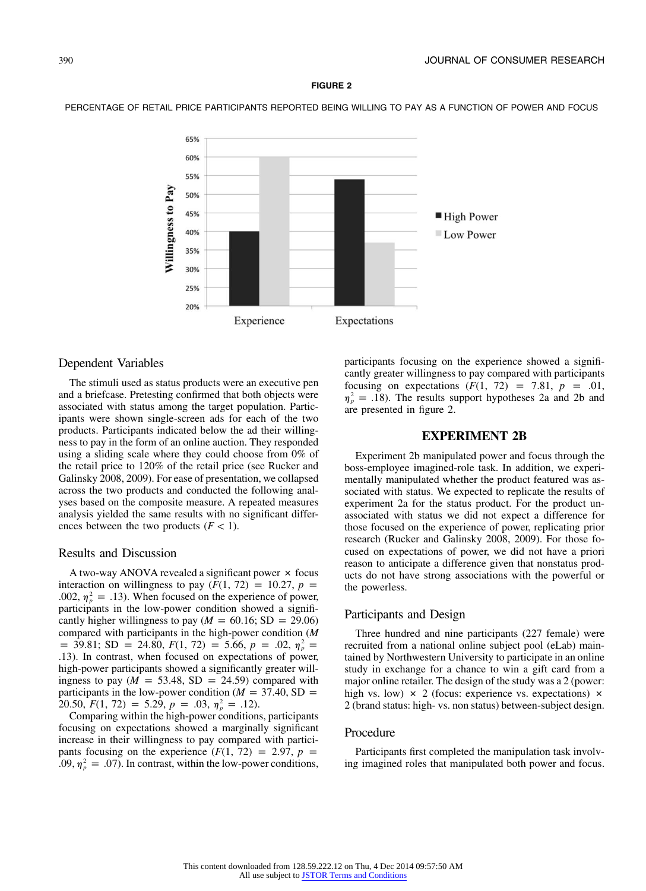**FIGURE 2**

PERCENTAGE OF RETAIL PRICE PARTICIPANTS REPORTED BEING WILLING TO PAY AS A FUNCTION OF POWER AND FOCUS

## Dependent Variables

The stimuli used as status products were an executive pen and a briefcase. Pretesting confirmed that both objects were associated with status among the target population. Participants were shown single-screen ads for each of the two products. Participants indicated below the ad their willingness to pay in the form of an online auction. They responded using a sliding scale where they could choose from 0% of the retail price to 120% of the retail price (see Rucker and Galinsky 2008, 2009). For ease of presentation, we collapsed across the two products and conducted the following analyses based on the composite measure. A repeated measures analysis yielded the same results with no significant differences between the two products ($F < 1$).

## Results and Discussion

A two-way ANOVA revealed a significant power × focus interaction on willingness to pay ($F(1, 72) = 10.27$, $p = .002$, $\eta_p^2 = .13$). When focused on the experience of power, participants in the low-power condition showed a significantly higher willingness to pay ($M = 60.16$; SD $= 29.06$) compared with participants in the high-power condition ($M = 39.81$; SD $= 24.80$, $F(1, 72) = 5.66$, $p = .02$, $\eta_p^2 = .13$). In contrast, when focused on expectations of power, high-power participants showed a significantly greater willingness to pay ($M = 53.48$, SD $= 24.59$) compared with participants in the low-power condition ($M = 37.40$, SD $= 20.50$, $F(1, 72) = 5.29$, $p = .03$, $\eta_p^2 = .12$).

Comparing within the high-power conditions, participants focusing on expectations showed a marginally significant increase in their willingness to pay compared with participants focusing on the experience ($F(1, 72) = 2.97$, $p = .09$, $\eta_p^2 = .07$). In contrast, within the low-power conditions, participants focusing on the experience showed a significantly greater willingness to pay compared with participants focusing on expectations ($F(1, 72) = 7.81$, $p = .01$, $\eta_p^2 = .18$). The results support hypotheses 2a and 2b and are presented in figure 2.

# EXPERIMENT 2B

Experiment 2b manipulated power and focus through the boss-employee imagined-role task. In addition, we experimentally manipulated whether the product featured was associated with status. We expected to replicate the results of experiment 2a for the status product. For the product unassociated with status we did not expect a difference for those focused on the experience of power, replicating prior research (Rucker and Galinsky 2008, 2009). For those focused on expectations of power, we did not have a priori reason to anticipate a difference given that nonstatus products do not have strong associations with the powerful or the powerless.

## Participants and Design

Three hundred and nine participants (227 female) were recruited from a national online subject pool (eLab) maintained by Northwestern University to participate in an online study in exchange for a chance to win a gift card from a major online retailer. The design of the study was a 2 (power: high vs. low) × 2 (focus: experience vs. expectations) × 2 (brand status: high- vs. non status) between-subject design.

## Procedure

Participants first completed the manipulation task involving imagined roles that manipulated both power and focus.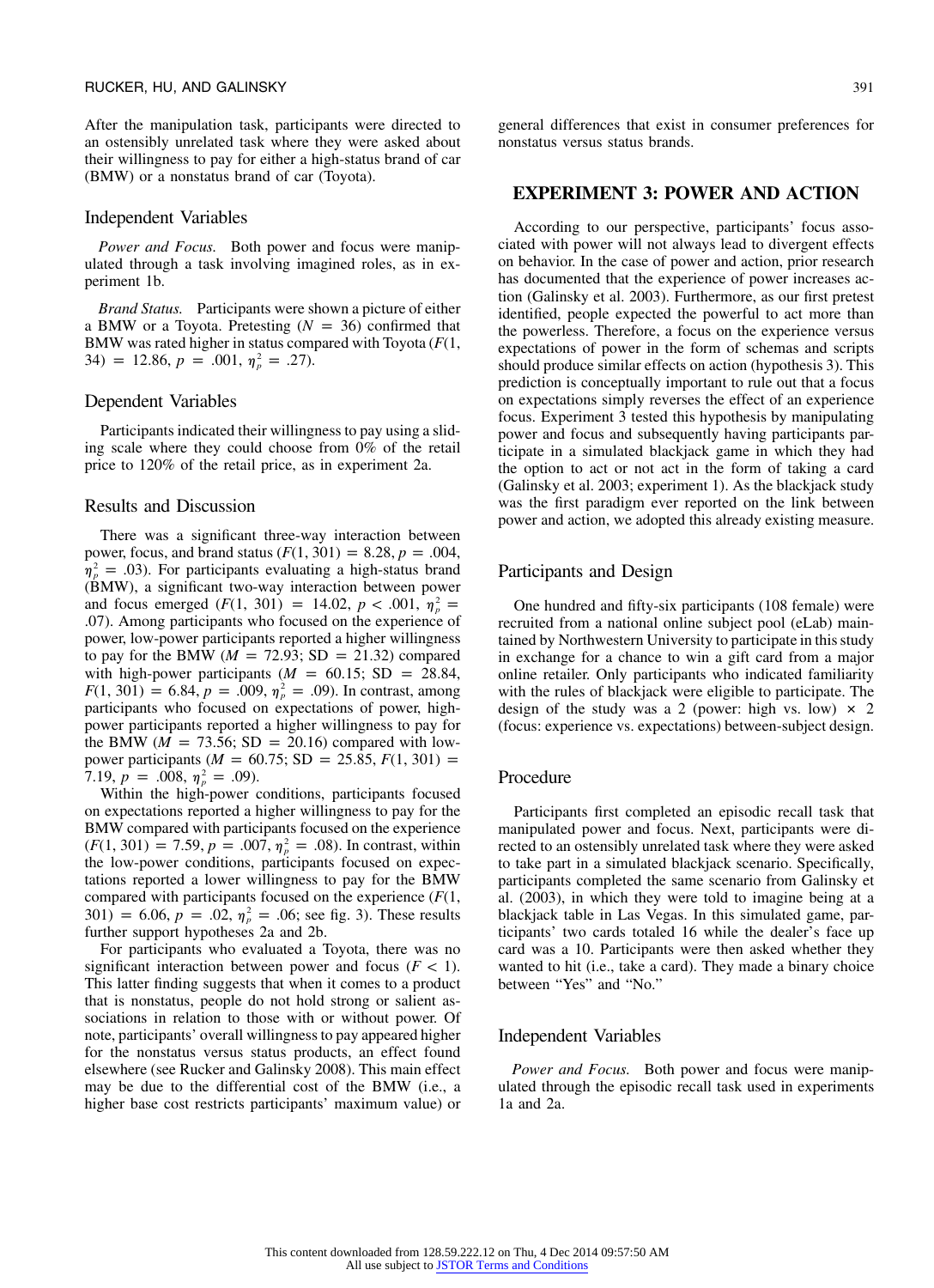After the manipulation task, participants were directed to an ostensibly unrelated task where they were asked about their willingness to pay for either a high-status brand of car (BMW) or a nonstatus brand of car (Toyota).

### Independent Variables

*Power and Focus.* Both power and focus were manipulated through a task involving imagined roles, as in experiment 1b.

*Brand Status.* Participants were shown a picture of either a BMW or a Toyota. Pretesting ($N = 36$) confirmed that BMW was rated higher in status compared with Toyota ($F(1, 34) = 12.86$, $p = .001$, $\eta_p^2 = .27$).

### Dependent Variables

Participants indicated their willingness to pay using a sliding scale where they could choose from 0% of the retail price to 120% of the retail price, as in experiment 2a.

### Results and Discussion

There was a significant three-way interaction between power, focus, and brand status ($F(1, 301) = 8.28$, $p = .004$, $\eta_p^2 = .03$). For participants evaluating a high-status brand (BMW), a significant two-way interaction between power and focus emerged ($F(1, 301) = 14.02$, $p < .001$, $\eta_p^2 = .07$). Among participants who focused on the experience of power, low-power participants reported a higher willingness to pay for the BMW ($M = 72.93$; SD $= 21.32$) compared with high-power participants ($M = 60.15$; SD $= 28.84$, $F(1, 301) = 6.84$, $p = .009$, $\eta_p^2 = .09$). In contrast, among participants who focused on expectations of power, high-power participants reported a higher willingness to pay for the BMW ($M = 73.56$; SD $= 20.16$) compared with low-power participants ($M = 60.75$; SD $= 25.85$, $F(1, 301) = 7.19$, $p = .008$, $\eta_p^2 = .09$).

Within the high-power conditions, participants focused on expectations reported a higher willingness to pay for the BMW compared with participants focused on the experience ($F(1, 301) = 7.59$, $p = .007$, $\eta_p^2 = .08$). In contrast, within the low-power conditions, participants focused on expectations reported a lower willingness to pay for the BMW compared with participants focused on the experience ($F(1, 301) = 6.06$, $p = .02$, $\eta_p^2 = .06$; see fig. 3). These results further support hypotheses 2a and 2b.

For participants who evaluated a Toyota, there was no significant interaction between power and focus ($F < 1$). This latter finding suggests that when it comes to a product that is nonstatus, people do not hold strong or salient associations in relation to those with or without power. Of note, participants' overall willingness to pay appeared higher for the nonstatus versus status products, an effect found elsewhere (see Rucker and Galinsky 2008). This main effect may be due to the differential cost of the BMW (i.e., a higher base cost restricts participants' maximum value) or general differences that exist in consumer preferences for nonstatus versus status brands.

## EXPERIMENT 3: POWER AND ACTION

According to our perspective, participants' focus associated with power will not always lead to divergent effects on behavior. In the case of power and action, prior research has documented that the experience of power increases action (Galinsky et al. 2003). Furthermore, as our first pretest identified, people expected the powerful to act more than the powerless. Therefore, a focus on the experience versus expectations of power in the form of schemas and scripts should produce similar effects on action (hypothesis 3). This prediction is conceptually important to rule out that a focus on expectations simply reverses the effect of an experience focus. Experiment 3 tested this hypothesis by manipulating power and focus and subsequently having participants participate in a simulated blackjack game in which they had the option to act or not act in the form of taking a card (Galinsky et al. 2003; experiment 1). As the blackjack study was the first paradigm ever reported on the link between power and action, we adopted this already existing measure.

### Participants and Design

One hundred and fifty-six participants (108 female) were recruited from a national online subject pool (eLab) maintained by Northwestern University to participate in this study in exchange for a chance to win a gift card from a major online retailer. Only participants who indicated familiarity with the rules of blackjack were eligible to participate. The design of the study was a 2 (power: high vs. low) × 2 (focus: experience vs. expectations) between-subject design.

### Procedure

Participants first completed an episodic recall task that manipulated power and focus. Next, participants were directed to an ostensibly unrelated task where they were asked to take part in a simulated blackjack scenario. Specifically, participants completed the same scenario from Galinsky et al. (2003), in which they were told to imagine being at a blackjack table in Las Vegas. In this simulated game, participants' two cards totaled 16 while the dealer's face up card was a 10. Participants were then asked whether they wanted to hit (i.e., take a card). They made a binary choice between "Yes" and "No."

### Independent Variables

*Power and Focus.* Both power and focus were manipulated through the episodic recall task used in experiments 1a and 2a.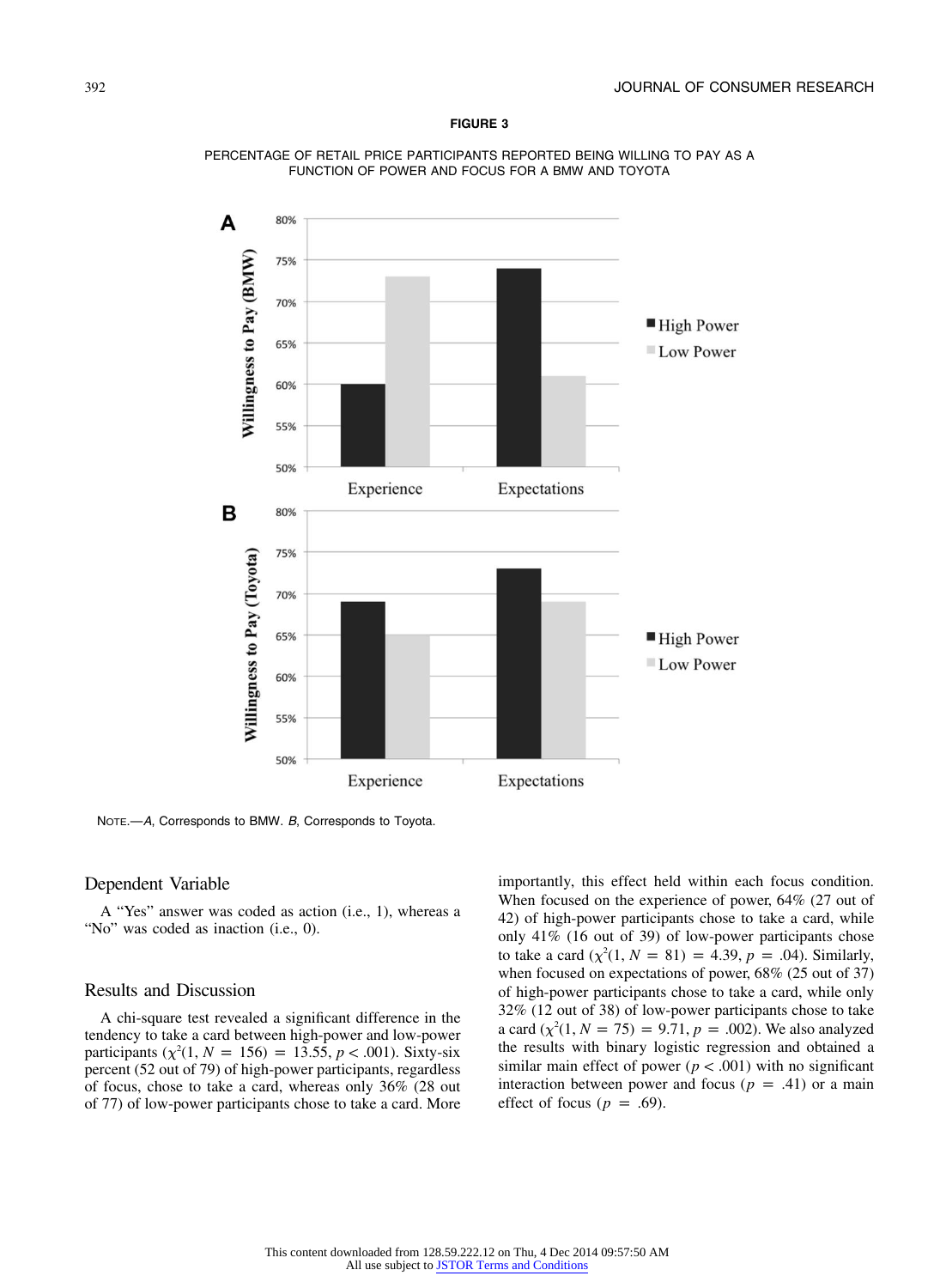**FIGURE 3**

PERCENTAGE OF RETAIL PRICE PARTICIPANTS REPORTED BEING WILLING TO PAY AS A FUNCTION OF POWER AND FOCUS FOR A BMW AND TOYOTA

NOTE.—*A*, Corresponds to BMW. *B*, Corresponds to Toyota.

## Dependent Variable

A "Yes" answer was coded as action (i.e., 1), whereas a "No" was coded as inaction (i.e., 0).

## Results and Discussion

A chi-square test revealed a significant difference in the tendency to take a card between high-power and low-power participants ($\chi^2(1, N = 156) = 13.55, p < .001$). Sixty-six percent (52 out of 79) of high-power participants, regardless of focus, chose to take a card, whereas only 36% (28 out of 77) of low-power participants chose to take a card. More importantly, this effect held within each focus condition. When focused on the experience of power, 64% (27 out of 42) of high-power participants chose to take a card, while only 41% (16 out of 39) of low-power participants chose to take a card ($\chi^2(1, N = 81) = 4.39, p = .04$). Similarly, when focused on expectations of power, 68% (25 out of 37) of high-power participants chose to take a card, while only 32% (12 out of 38) of low-power participants chose to take a card ($\chi^2(1, N = 75) = 9.71, p = .002$). We also analyzed the results with binary logistic regression and obtained a similar main effect of power ($p < .001$) with no significant interaction between power and focus ($p = .41$) or a main effect of focus ($p = .69$).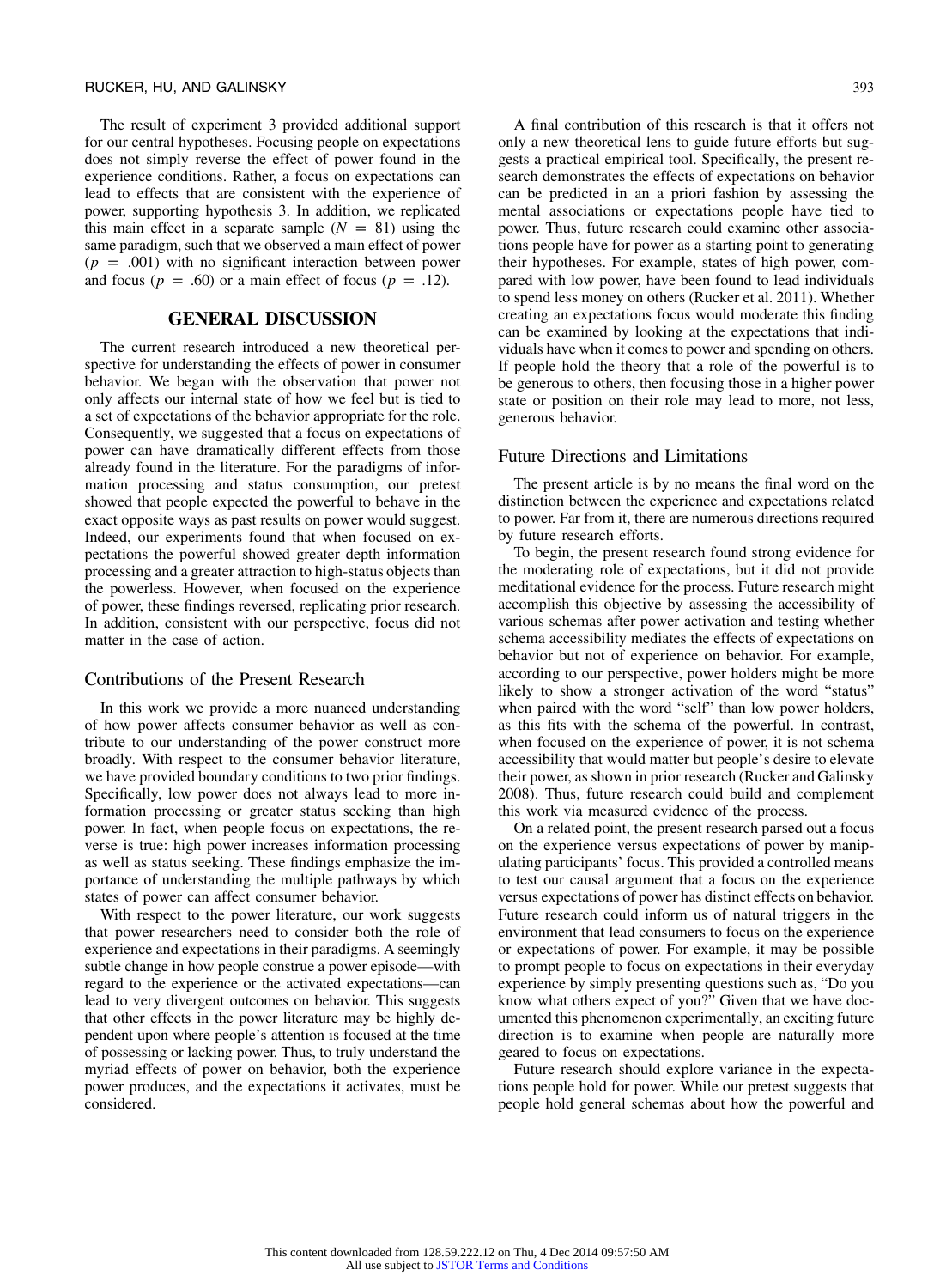The result of experiment 3 provided additional support for our central hypotheses. Focusing people on expectations does not simply reverse the effect of power found in the experience conditions. Rather, a focus on expectations can lead to effects that are consistent with the experience of power, supporting hypothesis 3. In addition, we replicated this main effect in a separate sample ($N = 81$) using the same paradigm, such that we observed a main effect of power ($p = .001$) with no significant interaction between power and focus ($p = .60$) or a main effect of focus ($p = .12$).

## GENERAL DISCUSSION

The current research introduced a new theoretical perspective for understanding the effects of power in consumer behavior. We began with the observation that power not only affects our internal state of how we feel but is tied to a set of expectations of the behavior appropriate for the role. Consequently, we suggested that a focus on expectations of power can have dramatically different effects from those already found in the literature. For the paradigms of information processing and status consumption, our pretest showed that people expected the powerful to behave in the exact opposite ways as past results on power would suggest. Indeed, our experiments found that when focused on expectations the powerful showed greater depth information processing and a greater attraction to high-status objects than the powerless. However, when focused on the experience of power, these findings reversed, replicating prior research. In addition, consistent with our perspective, focus did not matter in the case of action.

### Contributions of the Present Research

In this work we provide a more nuanced understanding of how power affects consumer behavior as well as contribute to our understanding of the power construct more broadly. With respect to the consumer behavior literature, we have provided boundary conditions to two prior findings. Specifically, low power does not always lead to more information processing or greater status seeking than high power. In fact, when people focus on expectations, the reverse is true: high power increases information processing as well as status seeking. These findings emphasize the importance of understanding the multiple pathways by which states of power can affect consumer behavior.

With respect to the power literature, our work suggests that power researchers need to consider both the role of experience and expectations in their paradigms. A seemingly subtle change in how people construe a power episode—with regard to the experience or the activated expectations—can lead to very divergent outcomes on behavior. This suggests that other effects in the power literature may be highly dependent upon where people's attention is focused at the time of possessing or lacking power. Thus, to truly understand the myriad effects of power on behavior, both the experience power produces, and the expectations it activates, must be considered.

A final contribution of this research is that it offers not only a new theoretical lens to guide future efforts but suggests a practical empirical tool. Specifically, the present research demonstrates the effects of expectations on behavior can be predicted in an a priori fashion by assessing the mental associations or expectations people have tied to power. Thus, future research could examine other associations people have for power as a starting point to generating their hypotheses. For example, states of high power, compared with low power, have been found to lead individuals to spend less money on others (Rucker et al. 2011). Whether creating an expectations focus would moderate this finding can be examined by looking at the expectations that individuals have when it comes to power and spending on others. If people hold the theory that a role of the powerful is to be generous to others, then focusing those in a higher power state or position on their role may lead to more, not less, generous behavior.

### Future Directions and Limitations

The present article is by no means the final word on the distinction between the experience and expectations related to power. Far from it, there are numerous directions required by future research efforts.

To begin, the present research found strong evidence for the moderating role of expectations, but it did not provide meditational evidence for the process. Future research might accomplish this objective by assessing the accessibility of various schemas after power activation and testing whether schema accessibility mediates the effects of expectations on behavior but not of experience on behavior. For example, according to our perspective, power holders might be more likely to show a stronger activation of the word "status" when paired with the word "self" than low power holders, as this fits with the schema of the powerful. In contrast, when focused on the experience of power, it is not schema accessibility that would matter but people's desire to elevate their power, as shown in prior research (Rucker and Galinsky 2008). Thus, future research could build and complement this work via measured evidence of the process.

On a related point, the present research parsed out a focus on the experience versus expectations of power by manipulating participants' focus. This provided a controlled means to test our causal argument that a focus on the experience versus expectations of power has distinct effects on behavior. Future research could inform us of natural triggers in the environment that lead consumers to focus on the experience or expectations of power. For example, it may be possible to prompt people to focus on expectations in their everyday experience by simply presenting questions such as, "Do you know what others expect of you?" Given that we have documented this phenomenon experimentally, an exciting future direction is to examine when people are naturally more geared to focus on expectations.

Future research should explore variance in the expectations people hold for power. While our pretest suggests that people hold general schemas about how the powerful and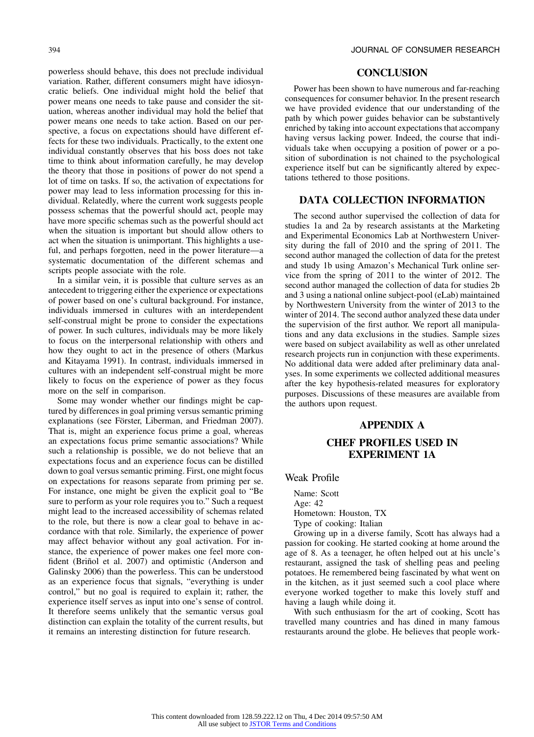powerless should behave, this does not preclude individual variation. Rather, different consumers might have idiosyncratic beliefs. One individual might hold the belief that power means one needs to take pause and consider the situation, whereas another individual may hold the belief that power means one needs to take action. Based on our perspective, a focus on expectations should have different effects for these two individuals. Practically, to the extent one individual constantly observes that his boss does not take time to think about information carefully, he may develop the theory that those in positions of power do not spend a lot of time on tasks. If so, the activation of expectations for power may lead to less information processing for this individual. Relatedly, where the current work suggests people possess schemas that the powerful should act, people may have more specific schemas such as the powerful should act when the situation is important but should allow others to act when the situation is unimportant. This highlights a useful, and perhaps forgotten, need in the power literature—a systematic documentation of the different schemas and scripts people associate with the role.

In a similar vein, it is possible that culture serves as an antecedent to triggering either the experience or expectations of power based on one's cultural background. For instance, individuals immersed in cultures with an interdependent self-construal might be prone to consider the expectations of power. In such cultures, individuals may be more likely to focus on the interpersonal relationship with others and how they ought to act in the presence of others (Markus and Kitayama 1991). In contrast, individuals immersed in cultures with an independent self-construal might be more likely to focus on the experience of power as they focus more on the self in comparison.

Some may wonder whether our findings might be captured by differences in goal priming versus semantic priming explanations (see Förster, Liberman, and Friedman 2007). That is, might an experience focus prime a goal, whereas an expectations focus prime semantic associations? While such a relationship is possible, we do not believe that an expectations focus and an experience focus can be distilled down to goal versus semantic priming. First, one might focus on expectations for reasons separate from priming per se. For instance, one might be given the explicit goal to "Be sure to perform as your role requires you to." Such a request might lead to the increased accessibility of schemas related to the role, but there is now a clear goal to behave in accordance with that role. Similarly, the experience of power may affect behavior without any goal activation. For instance, the experience of power makes one feel more confident (Briñol et al. 2007) and optimistic (Anderson and Galinsky 2006) than the powerless. This can be understood as an experience focus that signals, "everything is under control," but no goal is required to explain it; rather, the experience itself serves as input into one's sense of control. It therefore seems unlikely that the semantic versus goal distinction can explain the totality of the current results, but it remains an interesting distinction for future research.

## CONCLUSION

Power has been shown to have numerous and far-reaching consequences for consumer behavior. In the present research we have provided evidence that our understanding of the path by which power guides behavior can be substantively enriched by taking into account expectations that accompany having versus lacking power. Indeed, the course that individuals take when occupying a position of power or a position of subordination is not chained to the psychological experience itself but can be significantly altered by expectations tethered to those positions.

## DATA COLLECTION INFORMATION

The second author supervised the collection of data for studies 1a and 2a by research assistants at the Marketing and Experimental Economics Lab at Northwestern University during the fall of 2010 and the spring of 2011. The second author managed the collection of data for the pretest and study 1b using Amazon's Mechanical Turk online service from the spring of 2011 to the winter of 2012. The second author managed the collection of data for studies 2b and 3 using a national online subject-pool (eLab) maintained by Northwestern University from the winter of 2013 to the winter of 2014. The second author analyzed these data under the supervision of the first author. We report all manipulations and any data exclusions in the studies. Sample sizes were based on subject availability as well as other unrelated research projects run in conjunction with these experiments. No additional data were added after preliminary data analyses. In some experiments we collected additional measures after the key hypothesis-related measures for exploratory purposes. Discussions of these measures are available from the authors upon request.

## APPENDIX A

## CHEF PROFILES USED IN EXPERIMENT 1A

### Weak Profile

Name: Scott
Age: 42
Hometown: Houston, TX
Type of cooking: Italian

Growing up in a diverse family, Scott has always had a passion for cooking. He started cooking at home around the age of 8. As a teenager, he often helped out at his uncle's restaurant, assigned the task of shelling peas and peeling potatoes. He remembered being fascinated by what went on in the kitchen, as it just seemed such a cool place where everyone worked together to make this lovely stuff and having a laugh while doing it.

With such enthusiasm for the art of cooking, Scott has travelled many countries and has dined in many famous restaurants around the globe. He believes that people work-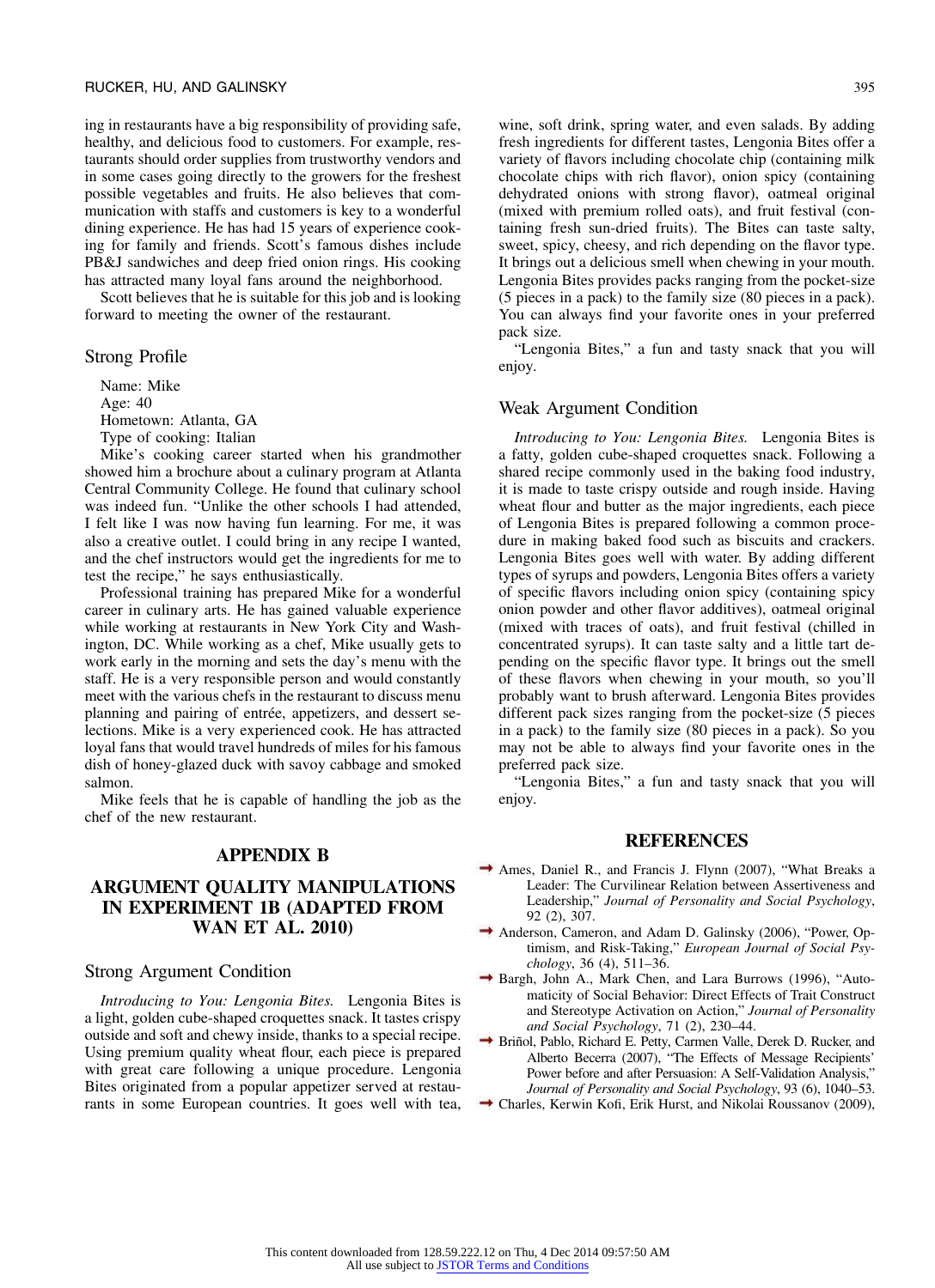ing in restaurants have a big responsibility of providing safe, healthy, and delicious food to customers. For example, restaurants should order supplies from trustworthy vendors and in some cases going directly to the growers for the freshest possible vegetables and fruits. He also believes that communication with staffs and customers is key to a wonderful dining experience. He has had 15 years of experience cooking for family and friends. Scott's famous dishes include PB&J sandwiches and deep fried onion rings. His cooking has attracted many loyal fans around the neighborhood.

Scott believes that he is suitable for this job and is looking forward to meeting the owner of the restaurant.

### Strong Profile

Name: Mike
Age: 40
Hometown: Atlanta, GA
Type of cooking: Italian

Mike's cooking career started when his grandmother showed him a brochure about a culinary program at Atlanta Central Community College. He found that culinary school was indeed fun. "Unlike the other schools I had attended, I felt like I was now having fun learning. For me, it was also a creative outlet. I could bring in any recipe I wanted, and the chef instructors would get the ingredients for me to test the recipe," he says enthusiastically.

Professional training has prepared Mike for a wonderful career in culinary arts. He has gained valuable experience while working at restaurants in New York City and Washington, DC. While working as a chef, Mike usually gets to work early in the morning and sets the day's menu with the staff. He is a very responsible person and would constantly meet with the various chefs in the restaurant to discuss menu planning and pairing of entrée, appetizers, and dessert selections. Mike is a very experienced cook. He has attracted loyal fans that would travel hundreds of miles for his famous dish of honey-glazed duck with savoy cabbage and smoked salmon.

Mike feels that he is capable of handling the job as the chef of the new restaurant.

## APPENDIX B

## ARGUMENT QUALITY MANIPULATIONS IN EXPERIMENT 1B (ADAPTED FROM WAN ET AL. 2010)

### Strong Argument Condition

*Introducing to You: Lengonia Bites.* Lengonia Bites is a light, golden cube-shaped croquettes snack. It tastes crispy outside and soft and chewy inside, thanks to a special recipe. Using premium quality wheat flour, each piece is prepared with great care following a unique procedure. Lengonia Bites originated from a popular appetizer served at restaurants in some European countries. It goes well with tea, wine, soft drink, spring water, and even salads. By adding fresh ingredients for different tastes, Lengonia Bites offer a variety of flavors including chocolate chip (containing milk chocolate chips with rich flavor), onion spicy (containing dehydrated onions with strong flavor), oatmeal original (mixed with premium rolled oats), and fruit festival (containing fresh sun-dried fruits). The Bites can taste salty, sweet, spicy, cheesy, and rich depending on the flavor type. It brings out a delicious smell when chewing in your mouth. Lengonia Bites provides packs ranging from the pocket-size (5 pieces in a pack) to the family size (80 pieces in a pack). You can always find your favorite ones in your preferred pack size.

"Lengonia Bites," a fun and tasty snack that you will enjoy.

### Weak Argument Condition

*Introducing to You: Lengonia Bites.* Lengonia Bites is a fatty, golden cube-shaped croquettes snack. Following a shared recipe commonly used in the baking food industry, it is made to taste crispy outside and rough inside. Having wheat flour and butter as the major ingredients, each piece of Lengonia Bites is prepared following a common procedure in making baked food such as biscuits and crackers. Lengonia Bites goes well with water. By adding different types of syrups and powders, Lengonia Bites offers a variety of specific flavors including onion spicy (containing spicy onion powder and other flavor additives), oatmeal original (mixed with traces of oats), and fruit festival (chilled in concentrated syrups). It can taste salty and a little tart depending on the specific flavor type. It brings out the smell of these flavors when chewing in your mouth, so you'll probably want to brush afterward. Lengonia Bites provides different pack sizes ranging from the pocket-size (5 pieces in a pack) to the family size (80 pieces in a pack). So you may not be able to always find your favorite ones in the preferred pack size.

"Lengonia Bites," a fun and tasty snack that you will enjoy.

## REFERENCES

Ames, Daniel R., and Francis J. Flynn (2007), "What Breaks a Leader: The Curvilinear Relation between Assertiveness and Leadership," *Journal of Personality and Social Psychology*, 92 (2), 307.

Anderson, Cameron, and Adam D. Galinsky (2006), "Power, Optimism, and Risk-Taking," *European Journal of Social Psychology*, 36 (4), 511–36.

Bargh, John A., Mark Chen, and Lara Burrows (1996), "Automaticity of Social Behavior: Direct Effects of Trait Construct and Stereotype Activation on Action," *Journal of Personality and Social Psychology*, 71 (2), 230–44.

Briñol, Pablo, Richard E. Petty, Carmen Valle, Derek D. Rucker, and Alberto Becerra (2007), "The Effects of Message Recipients' Power before and after Persuasion: A Self-Validation Analysis," *Journal of Personality and Social Psychology*, 93 (6), 1040–53.

Charles, Kerwin Kofi, Erik Hurst, and Nikolai Roussanov (2009),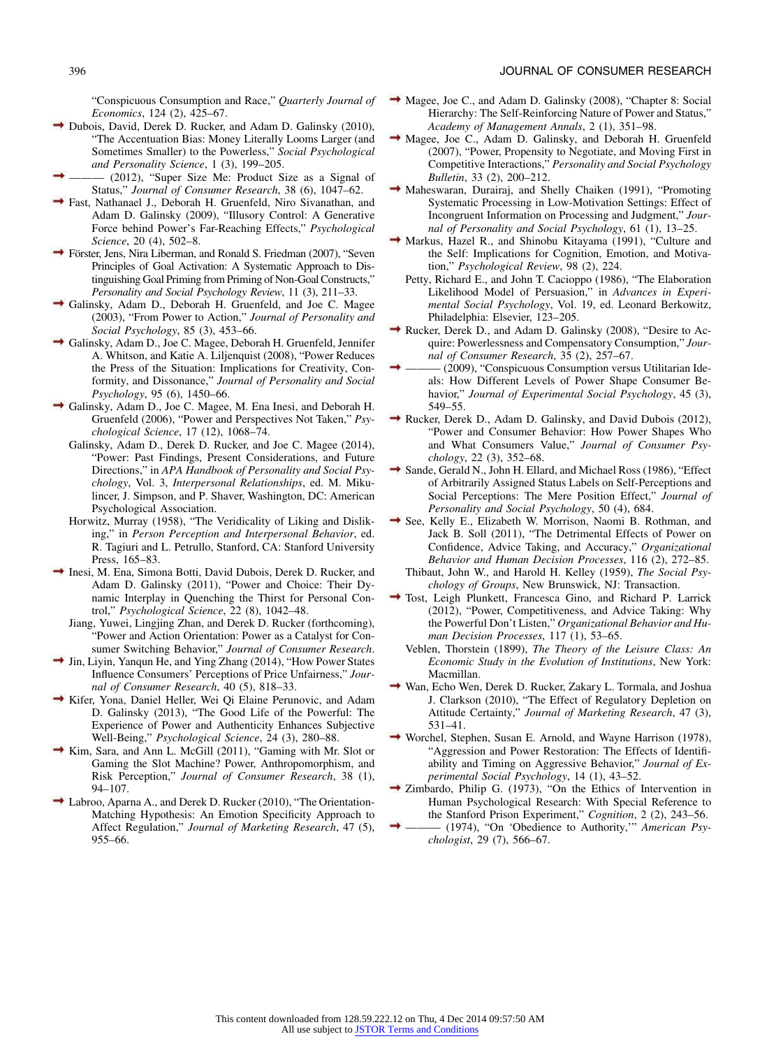"Conspicuous Consumption and Race," *Quarterly Journal of Economics*, 124 (2), 425–67.

Dubois, David, Derek D. Rucker, and Adam D. Galinsky (2010), "The Accentuation Bias: Money Literally Looms Larger (and Sometimes Smaller) to the Powerless," *Social Psychological and Personality Science*, 1 (3), 199–205.

——— (2012), "Super Size Me: Product Size as a Signal of Status," *Journal of Consumer Research*, 38 (6), 1047–62.

Fast, Nathanael J., Deborah H. Gruenfeld, Niro Sivanathan, and Adam D. Galinsky (2009), "Illusory Control: A Generative Force behind Power's Far-Reaching Effects," *Psychological Science*, 20 (4), 502–8.

Förster, Jens, Nira Liberman, and Ronald S. Friedman (2007), "Seven Principles of Goal Activation: A Systematic Approach to Distinguishing Goal Priming from Priming of Non-Goal Constructs," *Personality and Social Psychology Review*, 11 (3), 211–33.

Galinsky, Adam D., Deborah H. Gruenfeld, and Joe C. Magee (2003), "From Power to Action," *Journal of Personality and Social Psychology*, 85 (3), 453–66.

Galinsky, Adam D., Joe C. Magee, Deborah H. Gruenfeld, Jennifer A. Whitson, and Katie A. Liljenquist (2008), "Power Reduces the Press of the Situation: Implications for Creativity, Conformity, and Dissonance," *Journal of Personality and Social Psychology*, 95 (6), 1450–66.

Galinsky, Adam D., Joe C. Magee, M. Ena Inesi, and Deborah H. Gruenfeld (2006), "Power and Perspectives Not Taken," *Psychological Science*, 17 (12), 1068–74.

Galinsky, Adam D., Derek D. Rucker, and Joe C. Magee (2014), "Power: Past Findings, Present Considerations, and Future Directions," in *APA Handbook of Personality and Social Psychology*, Vol. 3, *Interpersonal Relationships*, ed. M. Mikulincer, J. Simpson, and P. Shaver, Washington, DC: American Psychological Association.

Horwitz, Murray (1958), "The Veridicality of Liking and Disliking," in *Person Perception and Interpersonal Behavior*, ed. R. Tagiuri and L. Petrullo, Stanford, CA: Stanford University Press, 165–83.

Inesi, M. Ena, Simona Botti, David Dubois, Derek D. Rucker, and Adam D. Galinsky (2011), "Power and Choice: Their Dynamic Interplay in Quenching the Thirst for Personal Control," *Psychological Science*, 22 (8), 1042–48.

Jiang, Yuwei, Lingjing Zhan, and Derek D. Rucker (forthcoming), "Power and Action Orientation: Power as a Catalyst for Consumer Switching Behavior," *Journal of Consumer Research*.

Jin, Liyin, Yanqun He, and Ying Zhang (2014), "How Power States Influence Consumers' Perceptions of Price Unfairness," *Journal of Consumer Research*, 40 (5), 818–33.

Kifer, Yona, Daniel Heller, Wei Qi Elaine Perunovic, and Adam D. Galinsky (2013), "The Good Life of the Powerful: The Experience of Power and Authenticity Enhances Subjective Well-Being," *Psychological Science*, 24 (3), 280–88.

Kim, Sara, and Ann L. McGill (2011), "Gaming with Mr. Slot or Gaming the Slot Machine? Power, Anthropomorphism, and Risk Perception," *Journal of Consumer Research*, 38 (1), 94–107.

Labroo, Aparna A., and Derek D. Rucker (2010), "The Orientation-Matching Hypothesis: An Emotion Specificity Approach to Affect Regulation," *Journal of Marketing Research*, 47 (5), 955–66.

Magee, Joe C., and Adam D. Galinsky (2008), "Chapter 8: Social Hierarchy: The Self-Reinforcing Nature of Power and Status," *Academy of Management Annals*, 2 (1), 351–98.

Magee, Joe C., Adam D. Galinsky, and Deborah H. Gruenfeld (2007), "Power, Propensity to Negotiate, and Moving First in Competitive Interactions," *Personality and Social Psychology Bulletin*, 33 (2), 200–212.

Maheswaran, Durairaj, and Shelly Chaiken (1991), "Promoting Systematic Processing in Low-Motivation Settings: Effect of Incongruent Information on Processing and Judgment," *Journal of Personality and Social Psychology*, 61 (1), 13–25.

Markus, Hazel R., and Shinobu Kitayama (1991), "Culture and the Self: Implications for Cognition, Emotion, and Motivation," *Psychological Review*, 98 (2), 224.

Petty, Richard E., and John T. Cacioppo (1986), "The Elaboration Likelihood Model of Persuasion," in *Advances in Experimental Social Psychology*, Vol. 19, ed. Leonard Berkowitz, Philadelphia: Elsevier, 123–205.

Rucker, Derek D., and Adam D. Galinsky (2008), "Desire to Acquire: Powerlessness and Compensatory Consumption," *Journal of Consumer Research*, 35 (2), 257–67.

——— (2009), "Conspicuous Consumption versus Utilitarian Ideals: How Different Levels of Power Shape Consumer Behavior," *Journal of Experimental Social Psychology*, 45 (3), 549–55.

Rucker, Derek D., Adam D. Galinsky, and David Dubois (2012), "Power and Consumer Behavior: How Power Shapes Who and What Consumers Value," *Journal of Consumer Psychology*, 22 (3), 352–68.

Sande, Gerald N., John H. Ellard, and Michael Ross (1986), "Effect of Arbitrarily Assigned Status Labels on Self-Perceptions and Social Perceptions: The Mere Position Effect," *Journal of Personality and Social Psychology*, 50 (4), 684.

See, Kelly E., Elizabeth W. Morrison, Naomi B. Rothman, and Jack B. Soll (2011), "The Detrimental Effects of Power on Confidence, Advice Taking, and Accuracy," *Organizational Behavior and Human Decision Processes*, 116 (2), 272–85.

Thibaut, John W., and Harold H. Kelley (1959), *The Social Psychology of Groups*, New Brunswick, NJ: Transaction.

Tost, Leigh Plunkett, Francesca Gino, and Richard P. Larrick (2012), "Power, Competitiveness, and Advice Taking: Why the Powerful Don't Listen," *Organizational Behavior and Human Decision Processes*, 117 (1), 53–65.

Veblen, Thorstein (1899), *The Theory of the Leisure Class: An Economic Study in the Evolution of Institutions*, New York: Macmillan.

Wan, Echo Wen, Derek D. Rucker, Zakary L. Tormala, and Joshua J. Clarkson (2010), "The Effect of Regulatory Depletion on Attitude Certainty," *Journal of Marketing Research*, 47 (3), 531–41.

Worchel, Stephen, Susan E. Arnold, and Wayne Harrison (1978), "Aggression and Power Restoration: The Effects of Identifiability and Timing on Aggressive Behavior," *Journal of Experimental Social Psychology*, 14 (1), 43–52.

Zimbardo, Philip G. (1973), "On the Ethics of Intervention in Human Psychological Research: With Special Reference to the Stanford Prison Experiment," *Cognition*, 2 (2), 243–56.

——— (1974), "On 'Obedience to Authority,'" *American Psychologist*, 29 (7), 566–67.